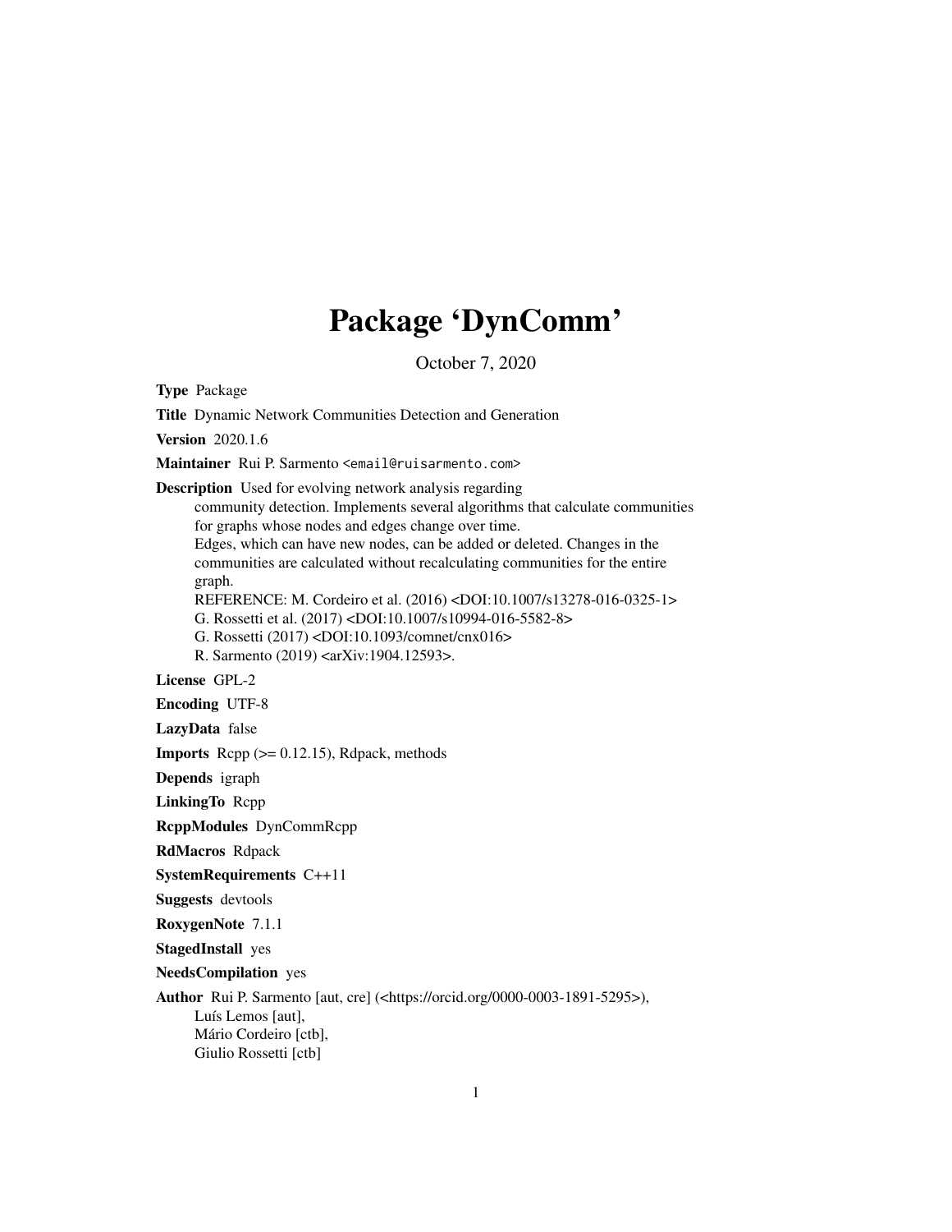# Package 'DynComm'

October 7, 2020

**Type** Package

**Title** Dynamic Network Communities Detection and Generation

**Version** 2020.1.6

**Maintainer** Rui P. Sarmento <email@ruisarmento.com>

**Description** Used for evolving network analysis regarding community detection. Implements several algorithms that calculate communities for graphs whose nodes and edges change over time. Edges, which can have new nodes, can be added or deleted. Changes in the communities are calculated without recalculating communities for the entire graph.
REFERENCE: M. Cordeiro et al. (2016) <DOI:10.1007/s13278-016-0325-1>
G. Rossetti et al. (2017) <DOI:10.1007/s10994-016-5582-8>
G. Rossetti (2017) <DOI:10.1093/comnet/cnx016>
R. Sarmento (2019) <arXiv:1904.12593>.

**License** GPL-2

**Encoding** UTF-8

**LazyData** false

**Imports** Rcpp (>= 0.12.15), Rdpack, methods

**Depends** igraph

**LinkingTo** Rcpp

**RcppModules** DynCommRcpp

**RdMacros** Rdpack

**SystemRequirements** C++11

**Suggests** devtools

**RoxygenNote** 7.1.1

**StagedInstall** yes

**NeedsCompilation** yes

**Author** Rui P. Sarmento [aut, cre] (<https://orcid.org/0000-0003-1891-5295>),
Luís Lemos [aut],
Mário Cordeiro [ctb],
Giulio Rossetti [ctb]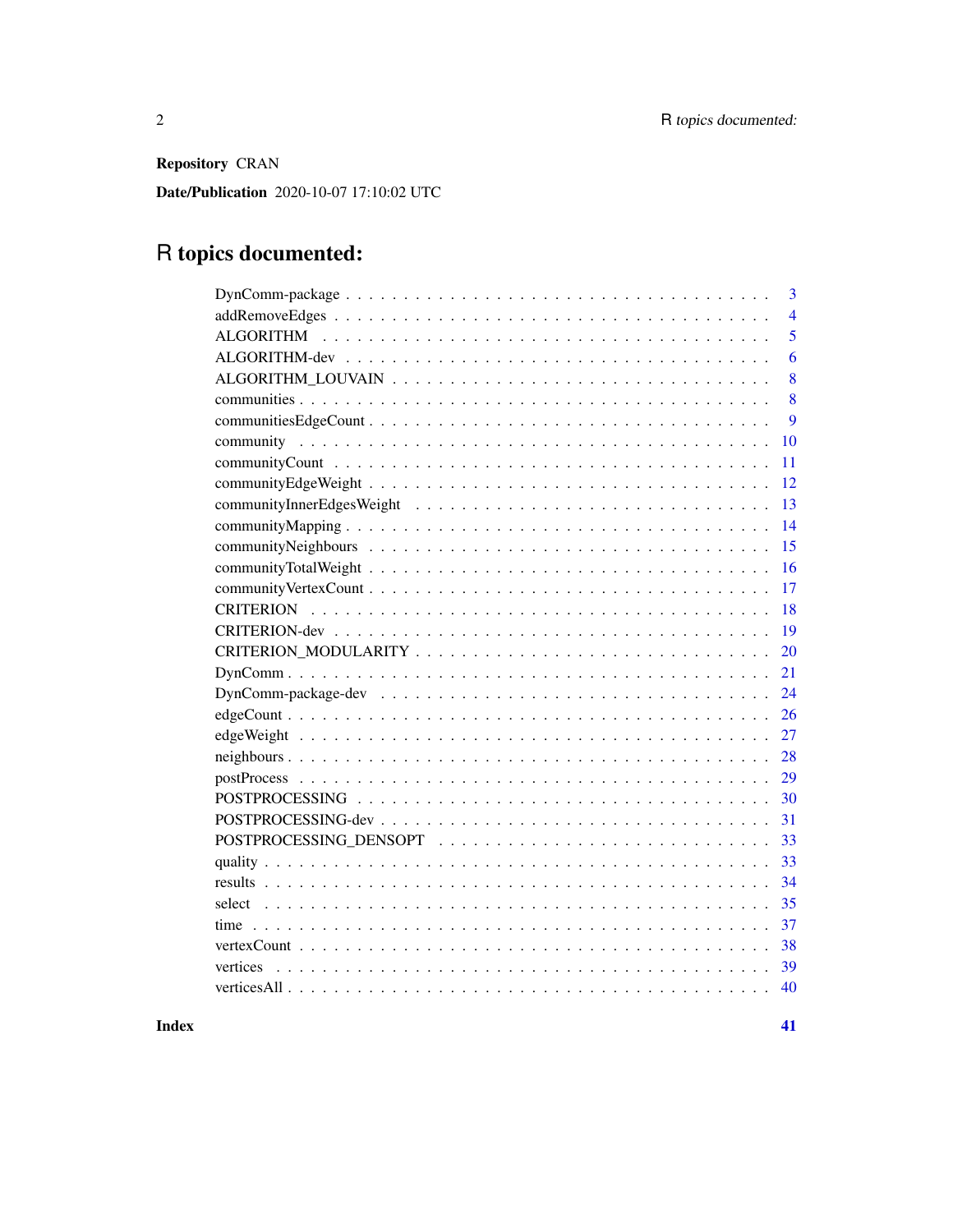**Repository** CRAN

**Date/Publication** 2020-10-07 17:10:02 UTC

# R topics documented:

| Topic | Page |
|---|---|
| DynComm-package | 3 |
| addRemoveEdges | 4 |
| ALGORITHM | 5 |
| ALGORITHM-dev | 6 |
| ALGORITHM_LOUVAIN | 8 |
| communities | 8 |
| communitiesEdgeCount | 9 |
| community | 10 |
| communityCount | 11 |
| communityEdgeWeight | 12 |
| communityInnerEdgesWeight | 13 |
| communityMapping | 14 |
| communityNeighbours | 15 |
| communityTotalWeight | 16 |
| communityVertexCount | 17 |
| CRITERION | 18 |
| CRITERION-dev | 19 |
| CRITERION_MODULARITY | 20 |
| DynComm | 21 |
| DynComm-package-dev | 24 |
| edgeCount | 26 |
| edgeWeight | 27 |
| neighbours | 28 |
| postProcess | 29 |
| POSTPROCESSING | 30 |
| POSTPROCESSING-dev | 31 |
| POSTPROCESSING_DENSOPT | 33 |
| quality | 33 |
| results | 34 |
| select | 35 |
| time | 37 |
| vertexCount | 38 |
| vertices | 39 |
| verticesAll | 40 |

**Index** **41**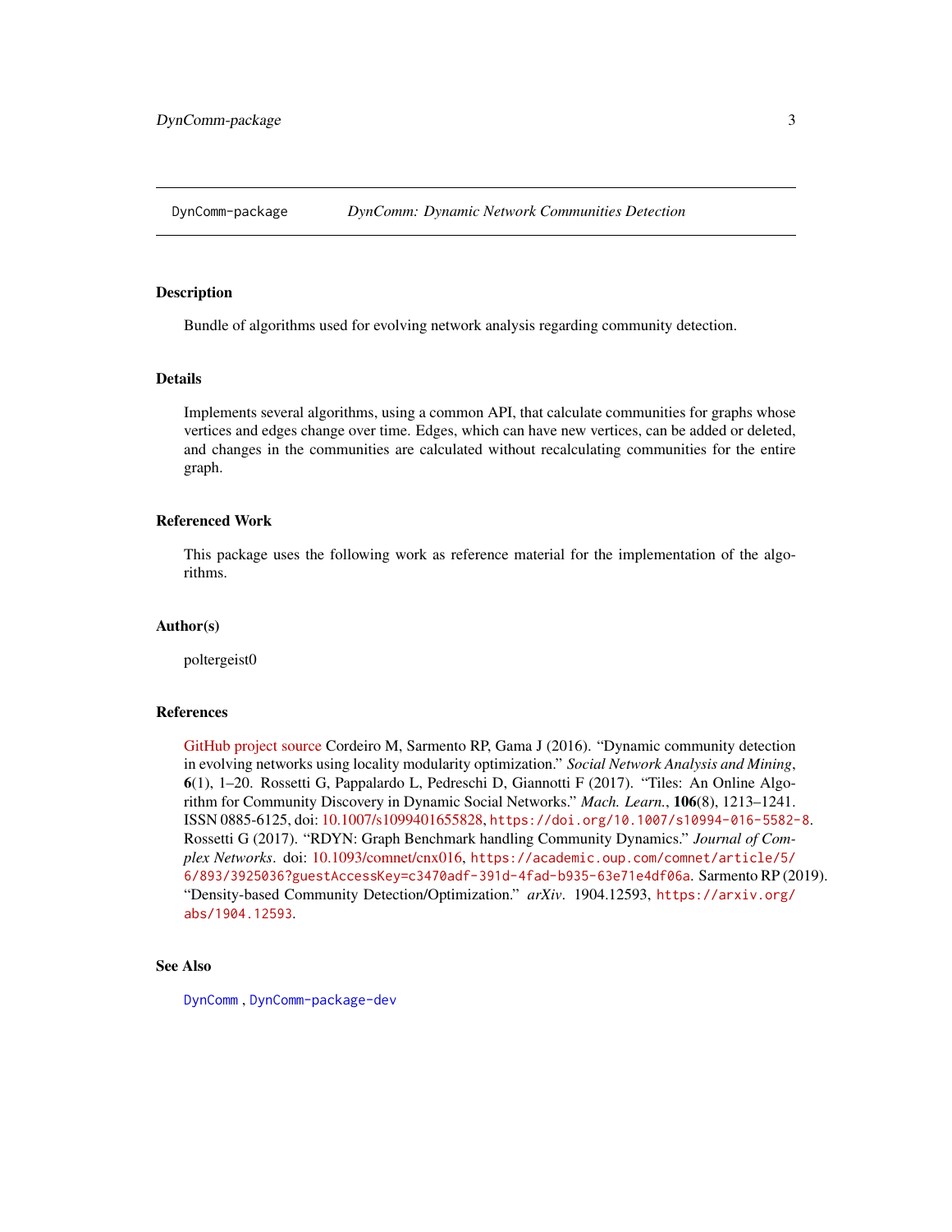DynComm-package *DynComm: Dynamic Network Communities Detection*

## Description

Bundle of algorithms used for evolving network analysis regarding community detection.

## Details

Implements several algorithms, using a common API, that calculate communities for graphs whose vertices and edges change over time. Edges, which can have new vertices, can be added or deleted, and changes in the communities are calculated without recalculating communities for the entire graph.

## Referenced Work

This package uses the following work as reference material for the implementation of the algorithms.

## Author(s)

poltergeist0

## References

GitHub project source Cordeiro M, Sarmento RP, Gama J (2016). "Dynamic community detection in evolving networks using locality modularity optimization." *Social Network Analysis and Mining*, **6**(1), 1–20. Rossetti G, Pappalardo L, Pedreschi D, Giannotti F (2017). "Tiles: An Online Algorithm for Community Discovery in Dynamic Social Networks." *Mach. Learn.*, **106**(8), 1213–1241. ISSN 0885-6125, doi: 10.1007/s1099401655828, `https://doi.org/10.1007/s10994-016-5582-8`. Rossetti G (2017). "RDYN: Graph Benchmark handling Community Dynamics." *Journal of Complex Networks*. doi: 10.1093/comnet/cnx016, `https://academic.oup.com/comnet/article/5/6/893/3925036?guestAccessKey=c3470adf-391d-4fad-b935-63e71e4df06a`. Sarmento RP (2019). "Density-based Community Detection/Optimization." *arXiv*. 1904.12593, `https://arxiv.org/abs/1904.12593`.

## See Also

DynComm , DynComm-package-dev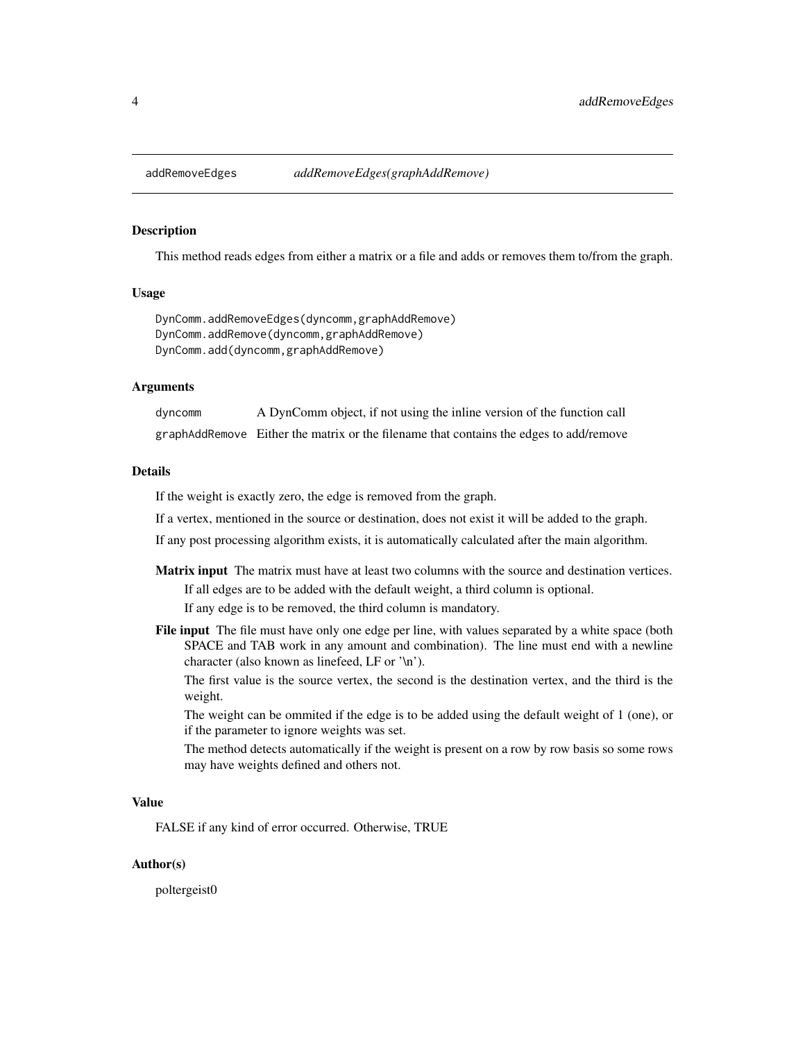# addRemoveEdges — *addRemoveEdges(graphAddRemove)*

## Description

This method reads edges from either a matrix or a file and adds or removes them to/from the graph.

## Usage

```
DynComm.addRemoveEdges(dyncomm,graphAddRemove)
DynComm.addRemove(dyncomm,graphAddRemove)
DynComm.add(dyncomm,graphAddRemove)
```

## Arguments

| | |
|---|---|
| dyncomm | A DynComm object, if not using the inline version of the function call |
| graphAddRemove | Either the matrix or the filename that contains the edges to add/remove |

## Details

If the weight is exactly zero, the edge is removed from the graph.

If a vertex, mentioned in the source or destination, does not exist it will be added to the graph.

If any post processing algorithm exists, it is automatically calculated after the main algorithm.

**Matrix input** The matrix must have at least two columns with the source and destination vertices.

If all edges are to be added with the default weight, a third column is optional.

If any edge is to be removed, the third column is mandatory.

**File input** The file must have only one edge per line, with values separated by a white space (both SPACE and TAB work in any amount and combination). The line must end with a newline character (also known as linefeed, LF or '\n').

The first value is the source vertex, the second is the destination vertex, and the third is the weight.

The weight can be ommited if the edge is to be added using the default weight of 1 (one), or if the parameter to ignore weights was set.

The method detects automatically if the weight is present on a row by row basis so some rows may have weights defined and others not.

## Value

FALSE if any kind of error occurred. Otherwise, TRUE

## Author(s)

poltergeist0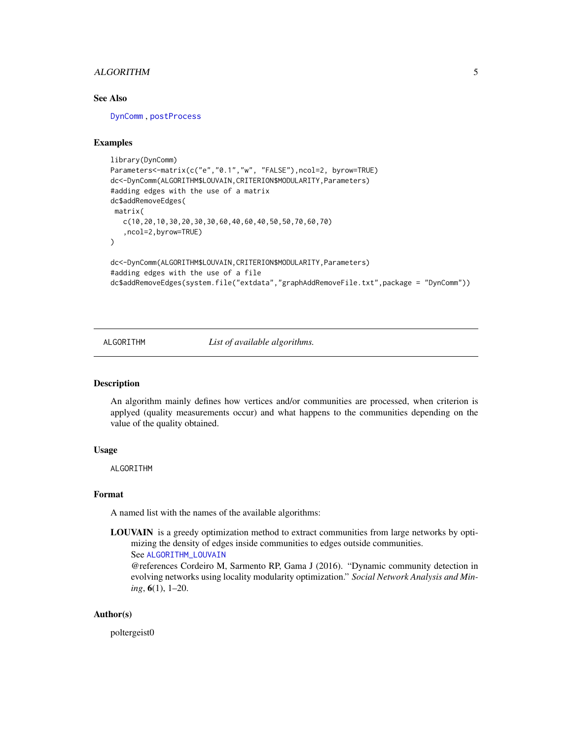### See Also

DynComm, postProcess

### Examples

```
library(DynComm)
Parameters<-matrix(c("e","0.1","w", "FALSE"),ncol=2, byrow=TRUE)
dc<-DynComm(ALGORITHM$LOUVAIN,CRITERION$MODULARITY,Parameters)
#adding edges with the use of a matrix
dc$addRemoveEdges(
 matrix(
   c(10,20,10,30,20,30,30,60,40,60,40,50,50,70,60,70)
   ,ncol=2,byrow=TRUE)
)

dc<-DynComm(ALGORITHM$LOUVAIN,CRITERION$MODULARITY,Parameters)
#adding edges with the use of a file
dc$addRemoveEdges(system.file("extdata","graphAddRemoveFile.txt",package = "DynComm"))
```

---

## ALGORITHM — *List of available algorithms.*

### Description

An algorithm mainly defines how vertices and/or communities are processed, when criterion is applyed (quality measurements occur) and what happens to the communities depending on the value of the quality obtained.

### Usage

```
ALGORITHM
```

### Format

A named list with the names of the available algorithms:

**LOUVAIN** is a greedy optimization method to extract communities from large networks by optimizing the density of edges inside communities to edges outside communities.
See ALGORITHM_LOUVAIN
@references Cordeiro M, Sarmento RP, Gama J (2016). "Dynamic community detection in evolving networks using locality modularity optimization." *Social Network Analysis and Mining*, **6**(1), 1–20.

### Author(s)

poltergeist0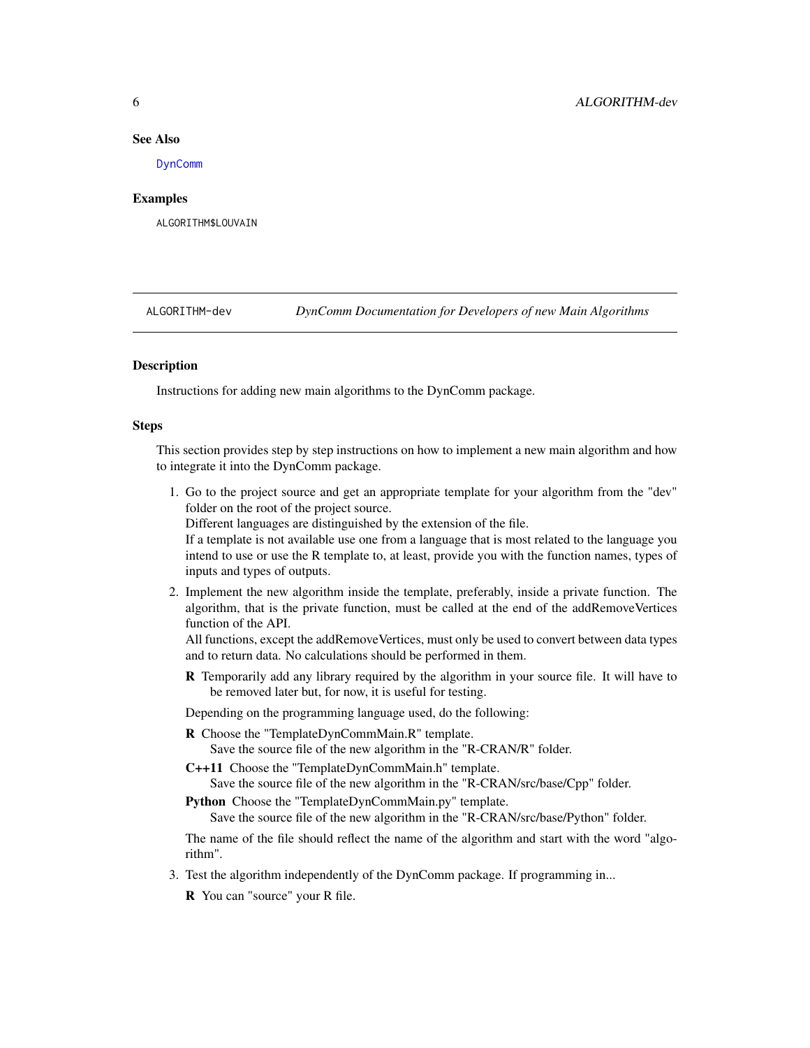### See Also

DynComm

### Examples

```
ALGORITHM$LOUVAIN
```

---

## ALGORITHM-dev — *DynComm Documentation for Developers of new Main Algorithms*

---

### Description

Instructions for adding new main algorithms to the DynComm package.

### Steps

This section provides step by step instructions on how to implement a new main algorithm and how to integrate it into the DynComm package.

1. Go to the project source and get an appropriate template for your algorithm from the "dev" folder on the root of the project source.
   Different languages are distinguished by the extension of the file.
   If a template is not available use one from a language that is most related to the language you intend to use or use the R template to, at least, provide you with the function names, types of inputs and types of outputs.

2. Implement the new algorithm inside the template, preferably, inside a private function. The algorithm, that is the private function, must be called at the end of the addRemoveVertices function of the API.
   All functions, except the addRemoveVertices, must only be used to convert between data types and to return data. No calculations should be performed in them.

   **R** Temporarily add any library required by the algorithm in your source file. It will have to be removed later but, for now, it is useful for testing.

   Depending on the programming language used, do the following:

   **R** Choose the "TemplateDynCommMain.R" template.
   Save the source file of the new algorithm in the "R-CRAN/R" folder.

   **C++11** Choose the "TemplateDynCommMain.h" template.
   Save the source file of the new algorithm in the "R-CRAN/src/base/Cpp" folder.

   **Python** Choose the "TemplateDynCommMain.py" template.
   Save the source file of the new algorithm in the "R-CRAN/src/base/Python" folder.

   The name of the file should reflect the name of the algorithm and start with the word "algorithm".

3. Test the algorithm independently of the DynComm package. If programming in...

   **R** You can "source" your R file.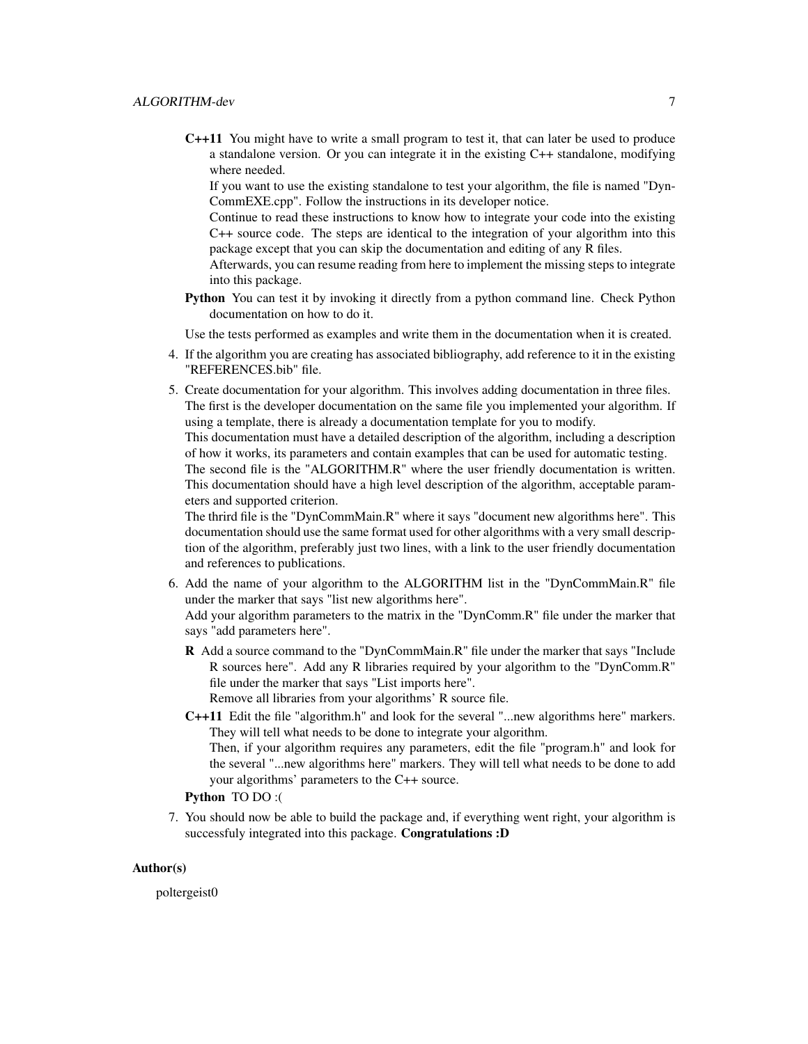**C++11** You might have to write a small program to test it, that can later be used to produce a standalone version. Or you can integrate it in the existing C++ standalone, modifying where needed.

If you want to use the existing standalone to test your algorithm, the file is named "DynCommEXE.cpp". Follow the instructions in its developer notice.

Continue to read these instructions to know how to integrate your code into the existing C++ source code. The steps are identical to the integration of your algorithm into this package except that you can skip the documentation and editing of any R files.

Afterwards, you can resume reading from here to implement the missing steps to integrate into this package.

**Python** You can test it by invoking it directly from a python command line. Check Python documentation on how to do it.

Use the tests performed as examples and write them in the documentation when it is created.

4. If the algorithm you are creating has associated bibliography, add reference to it in the existing "REFERENCES.bib" file.
5. Create documentation for your algorithm. This involves adding documentation in three files.
   The first is the developer documentation on the same file you implemented your algorithm. If using a template, there is already a documentation template for you to modify.
   This documentation must have a detailed description of the algorithm, including a description of how it works, its parameters and contain examples that can be used for automatic testing.
   The second file is the "ALGORITHM.R" where the user friendly documentation is written. This documentation should have a high level description of the algorithm, acceptable parameters and supported criterion.
   The thrird file is the "DynCommMain.R" where it says "document new algorithms here". This documentation should use the same format used for other algorithms with a very small description of the algorithm, preferably just two lines, with a link to the user friendly documentation and references to publications.
6. Add the name of your algorithm to the ALGORITHM list in the "DynCommMain.R" file under the marker that says "list new algorithms here".
   Add your algorithm parameters to the matrix in the "DynComm.R" file under the marker that says "add parameters here".

   **R** Add a source command to the "DynCommMain.R" file under the marker that says "Include R sources here". Add any R libraries required by your algorithm to the "DynComm.R" file under the marker that says "List imports here".
   Remove all libraries from your algorithms' R source file.

   **C++11** Edit the file "algorithm.h" and look for the several "...new algorithms here" markers. They will tell what needs to be done to integrate your algorithm.
   Then, if your algorithm requires any parameters, edit the file "program.h" and look for the several "...new algorithms here" markers. They will tell what needs to be done to add your algorithms' parameters to the C++ source.

   **Python** TO DO :(
7. You should now be able to build the package and, if everything went right, your algorithm is successfuly integrated into this package. **Congratulations :D**

## Author(s)

poltergeist0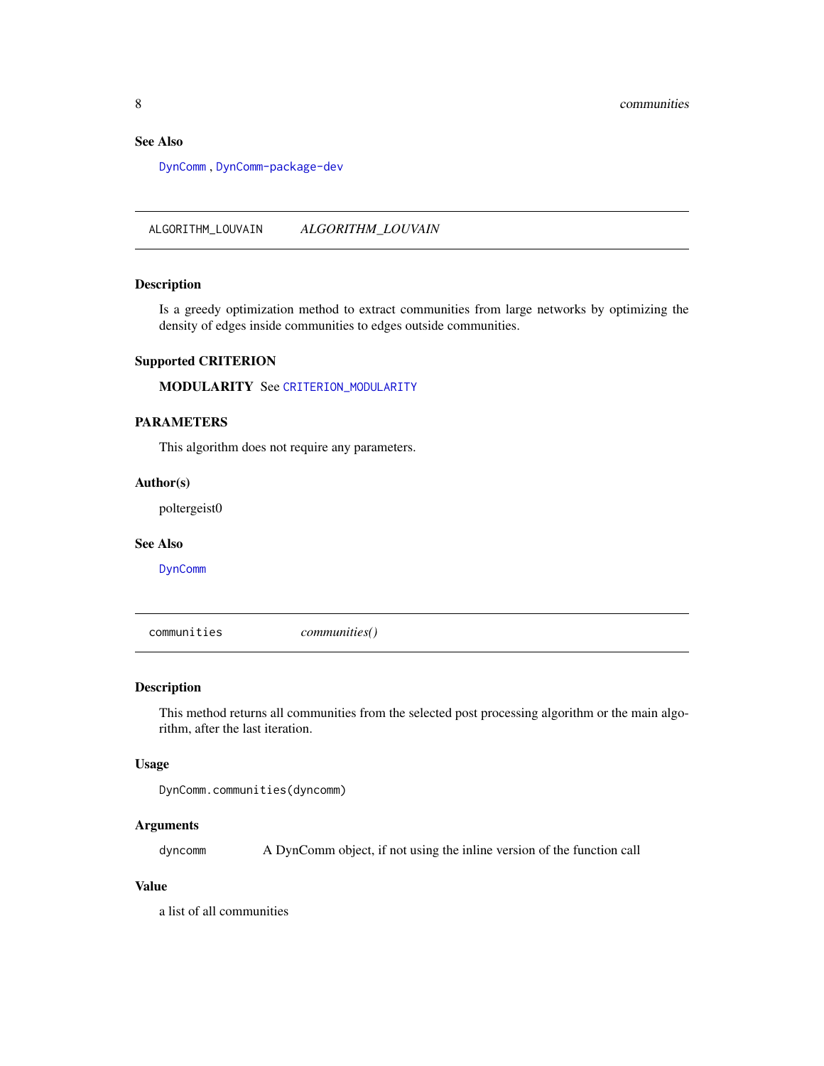### See Also

DynComm , DynComm-package-dev

## ALGORITHM_LOUVAIN *ALGORITHM_LOUVAIN*

### Description

Is a greedy optimization method to extract communities from large networks by optimizing the density of edges inside communities to edges outside communities.

### Supported CRITERION

**MODULARITY** See CRITERION_MODULARITY

### PARAMETERS

This algorithm does not require any parameters.

### Author(s)

poltergeist0

### See Also

DynComm

## communities *communities()*

### Description

This method returns all communities from the selected post processing algorithm or the main algorithm, after the last iteration.

### Usage

```
DynComm.communities(dyncomm)
```

### Arguments

| | |
|---|---|
| dyncomm | A DynComm object, if not using the inline version of the function call |

### Value

a list of all communities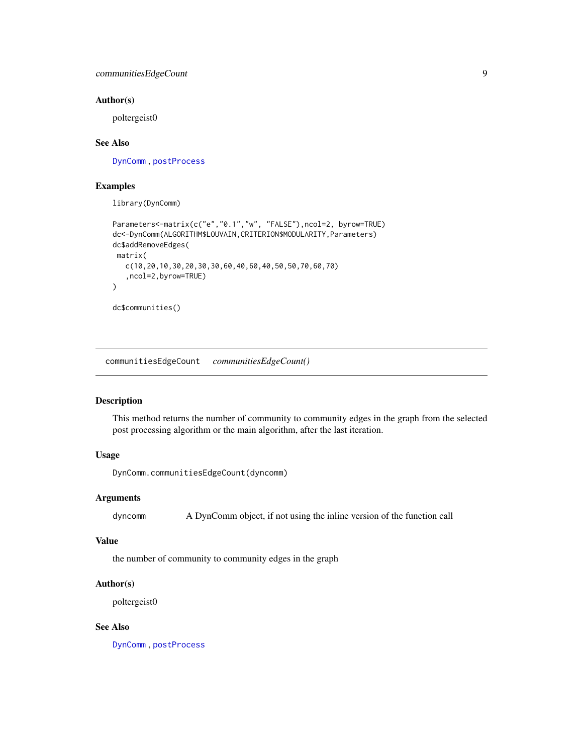### Author(s)

poltergeist0

### See Also

DynComm , postProcess

### Examples

```
library(DynComm)

Parameters<-matrix(c("e","0.1","w", "FALSE"),ncol=2, byrow=TRUE)
dc<-DynComm(ALGORITHM$LOUVAIN,CRITERION$MODULARITY,Parameters)
dc$addRemoveEdges(
 matrix(
   c(10,20,10,30,20,30,30,60,40,60,40,50,50,70,60,70)
   ,ncol=2,byrow=TRUE)
)

dc$communities()
```

---

## communitiesEdgeCount    *communitiesEdgeCount()*

---

### Description

This method returns the number of community to community edges in the graph from the selected post processing algorithm or the main algorithm, after the last iteration.

### Usage

```
DynComm.communitiesEdgeCount(dyncomm)
```

### Arguments

| | |
|---|---|
| dyncomm | A DynComm object, if not using the inline version of the function call |

### Value

the number of community to community edges in the graph

### Author(s)

poltergeist0

### See Also

DynComm , postProcess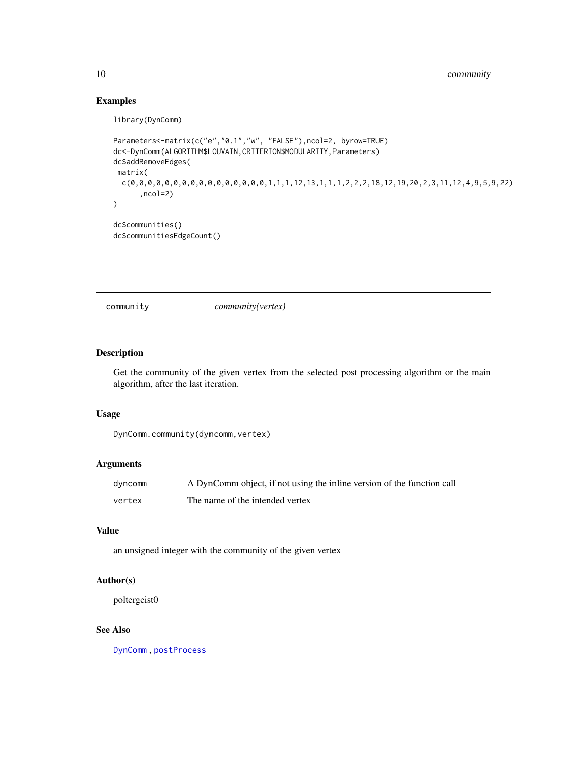## Examples

```
library(DynComm)

Parameters<-matrix(c("e","0.1","w", "FALSE"),ncol=2, byrow=TRUE)
dc<-DynComm(ALGORITHM$LOUVAIN,CRITERION$MODULARITY,Parameters)
dc$addRemoveEdges(
 matrix(
  c(0,0,0,0,0,0,0,0,0,0,0,0,0,0,0,0,1,1,1,12,13,1,1,1,2,2,2,18,12,19,20,2,3,11,12,4,9,5,9,22)
      ,ncol=2)
)

dc$communities()
dc$communitiesEdgeCount()
```

---

# community *community(vertex)*

## Description

Get the community of the given vertex from the selected post processing algorithm or the main algorithm, after the last iteration.

## Usage

```
DynComm.community(dyncomm,vertex)
```

## Arguments

| | |
|---|---|
| dyncomm | A DynComm object, if not using the inline version of the function call |
| vertex | The name of the intended vertex |

## Value

an unsigned integer with the community of the given vertex

## Author(s)

poltergeist0

## See Also

DynComm , postProcess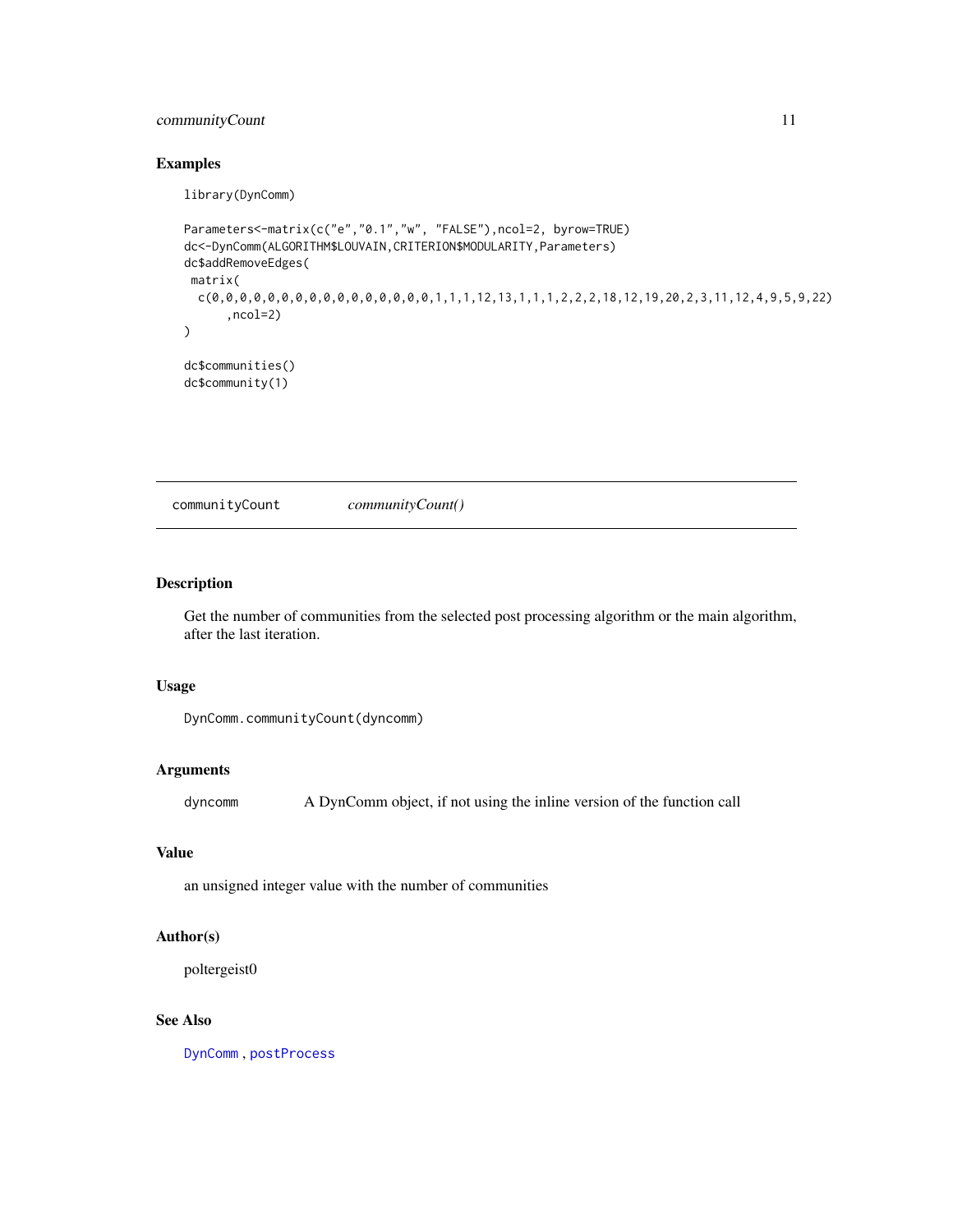## Examples

```
library(DynComm)

Parameters<-matrix(c("e","0.1","w", "FALSE"),ncol=2, byrow=TRUE)
dc<-DynComm(ALGORITHM$LOUVAIN,CRITERION$MODULARITY,Parameters)
dc$addRemoveEdges(
 matrix(
  c(0,0,0,0,0,0,0,0,0,0,0,0,0,0,0,0,1,1,1,12,13,1,1,1,2,2,2,18,12,19,20,2,3,11,12,4,9,5,9,22)
      ,ncol=2)
)

dc$communities()
dc$community(1)
```

---

# communityCount    *communityCount()*

---

## Description

Get the number of communities from the selected post processing algorithm or the main algorithm, after the last iteration.

## Usage

```
DynComm.communityCount(dyncomm)
```

## Arguments

| | |
|---|---|
| dyncomm | A DynComm object, if not using the inline version of the function call |

## Value

an unsigned integer value with the number of communities

## Author(s)

poltergeist0

## See Also

DynComm , postProcess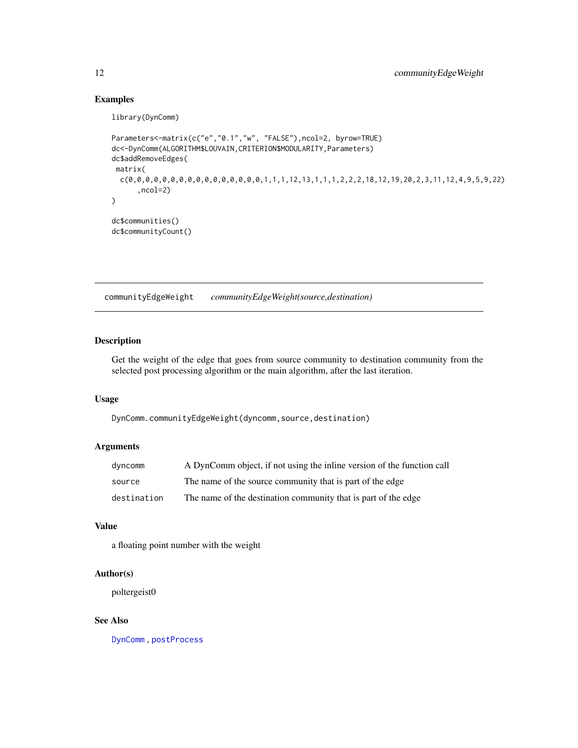## Examples

```
library(DynComm)

Parameters<-matrix(c("e","0.1","w", "FALSE"),ncol=2, byrow=TRUE)
dc<-DynComm(ALGORITHM$LOUVAIN,CRITERION$MODULARITY,Parameters)
dc$addRemoveEdges(
 matrix(
  c(0,0,0,0,0,0,0,0,0,0,0,0,0,0,0,0,1,1,1,12,13,1,1,1,2,2,2,18,12,19,20,2,3,11,12,4,9,5,9,22)
      ,ncol=2)
)

dc$communities()
dc$communityCount()
```

---

# communityEdgeWeight *communityEdgeWeight(source,destination)*

---

## Description

Get the weight of the edge that goes from source community to destination community from the selected post processing algorithm or the main algorithm, after the last iteration.

## Usage

```
DynComm.communityEdgeWeight(dyncomm,source,destination)
```

## Arguments

| | |
|---|---|
| dyncomm | A DynComm object, if not using the inline version of the function call |
| source | The name of the source community that is part of the edge |
| destination | The name of the destination community that is part of the edge |

## Value

a floating point number with the weight

## Author(s)

poltergeist0

## See Also

DynComm , postProcess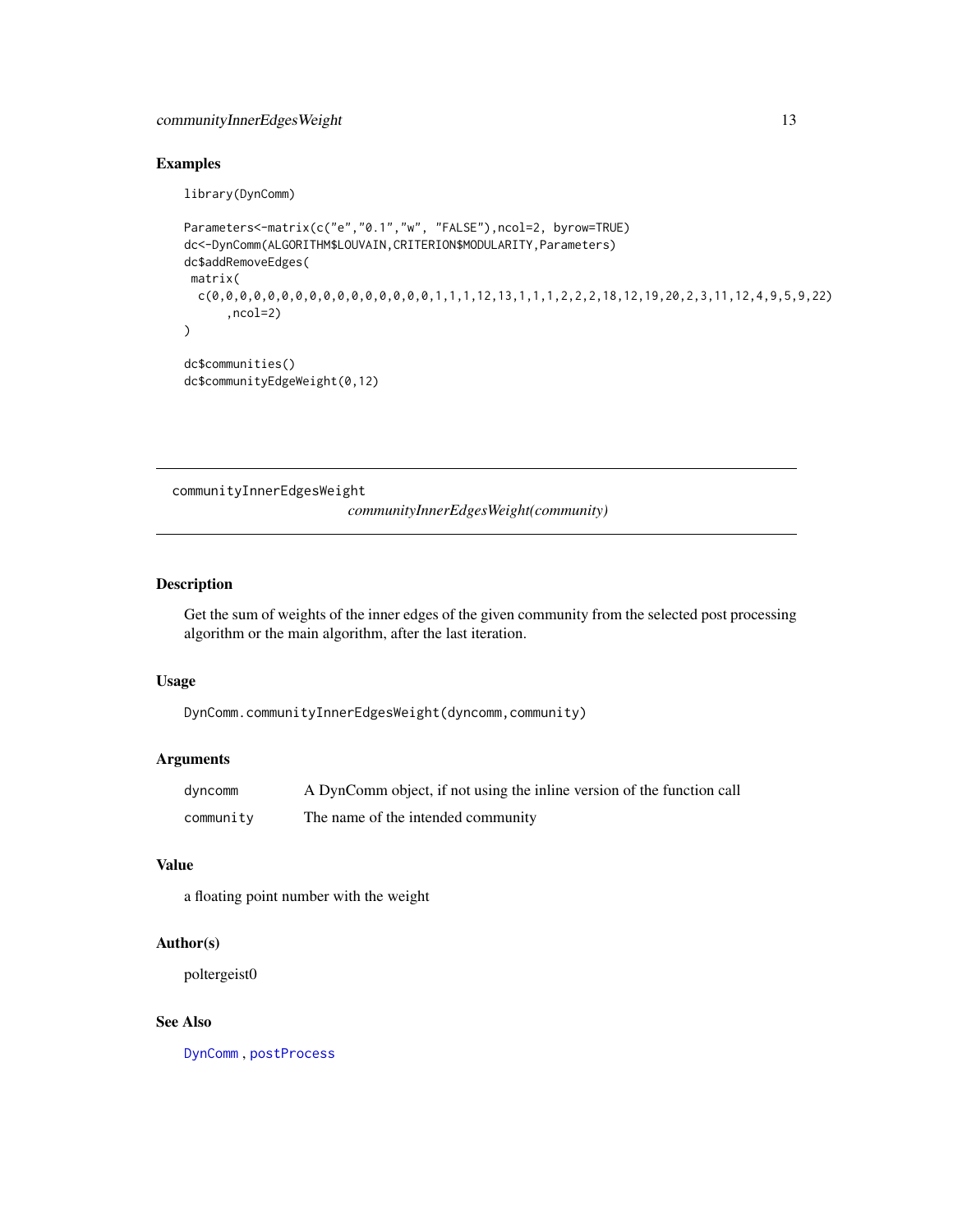### Examples

```
library(DynComm)

Parameters<-matrix(c("e","0.1","w", "FALSE"),ncol=2, byrow=TRUE)
dc<-DynComm(ALGORITHM$LOUVAIN,CRITERION$MODULARITY,Parameters)
dc$addRemoveEdges(
 matrix(
  c(0,0,0,0,0,0,0,0,0,0,0,0,0,0,0,0,1,1,1,12,13,1,1,1,2,2,2,18,12,19,20,2,3,11,12,4,9,5,9,22)
      ,ncol=2)
)

dc$communities()
dc$communityEdgeWeight(0,12)
```

---

## communityInnerEdgesWeight

*communityInnerEdgesWeight(community)*

---

### Description

Get the sum of weights of the inner edges of the given community from the selected post processing algorithm or the main algorithm, after the last iteration.

### Usage

```
DynComm.communityInnerEdgesWeight(dyncomm,community)
```

### Arguments

| | |
|---|---|
| dyncomm | A DynComm object, if not using the inline version of the function call |
| community | The name of the intended community |

### Value

a floating point number with the weight

### Author(s)

poltergeist0

### See Also

DynComm , postProcess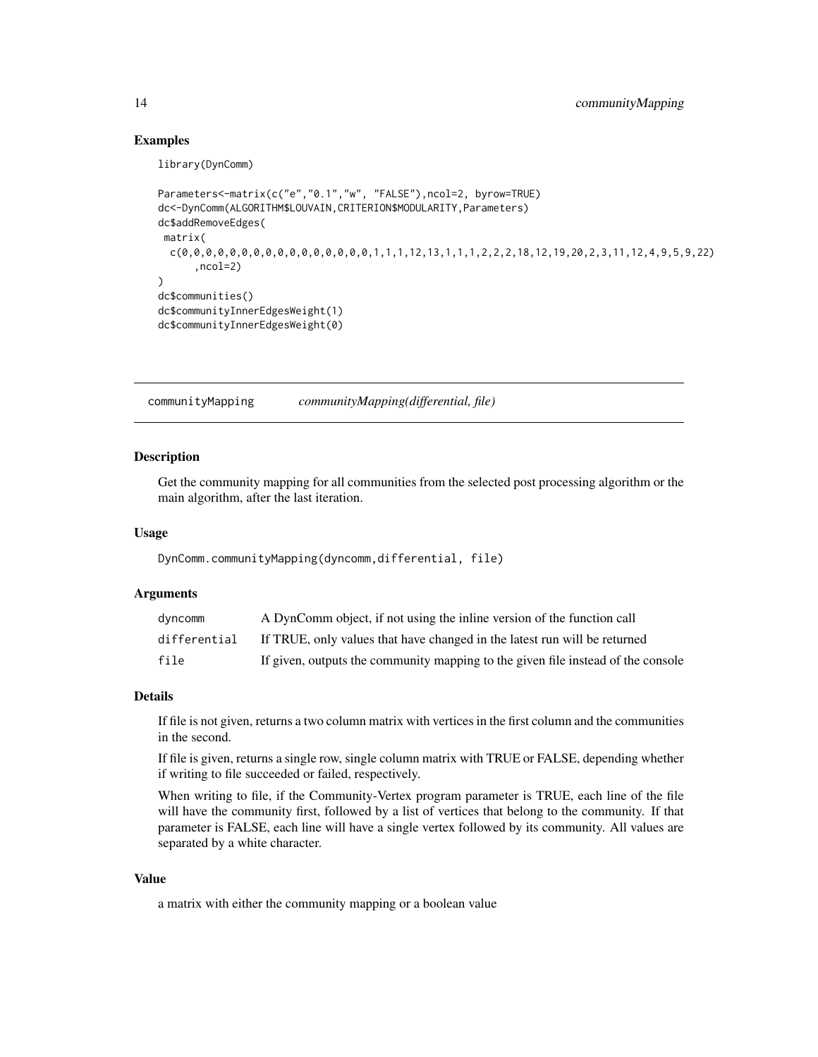### Examples

```
library(DynComm)

Parameters<-matrix(c("e","0.1","w", "FALSE"),ncol=2, byrow=TRUE)
dc<-DynComm(ALGORITHM$LOUVAIN,CRITERION$MODULARITY,Parameters)
dc$addRemoveEdges(
 matrix(
  c(0,0,0,0,0,0,0,0,0,0,0,0,0,0,0,0,1,1,1,12,13,1,1,1,2,2,2,18,12,19,20,2,3,11,12,4,9,5,9,22)
      ,ncol=2)
)
dc$communities()
dc$communityInnerEdgesWeight(1)
dc$communityInnerEdgesWeight(0)
```

---

## communityMapping    *communityMapping(differential, file)*

---

### Description

Get the community mapping for all communities from the selected post processing algorithm or the main algorithm, after the last iteration.

### Usage

```
DynComm.communityMapping(dyncomm,differential, file)
```

### Arguments

| | |
|---|---|
| dyncomm | A DynComm object, if not using the inline version of the function call |
| differential | If TRUE, only values that have changed in the latest run will be returned |
| file | If given, outputs the community mapping to the given file instead of the console |

### Details

If file is not given, returns a two column matrix with vertices in the first column and the communities in the second.

If file is given, returns a single row, single column matrix with TRUE or FALSE, depending whether if writing to file succeeded or failed, respectively.

When writing to file, if the Community-Vertex program parameter is TRUE, each line of the file will have the community first, followed by a list of vertices that belong to the community. If that parameter is FALSE, each line will have a single vertex followed by its community. All values are separated by a white character.

### Value

a matrix with either the community mapping or a boolean value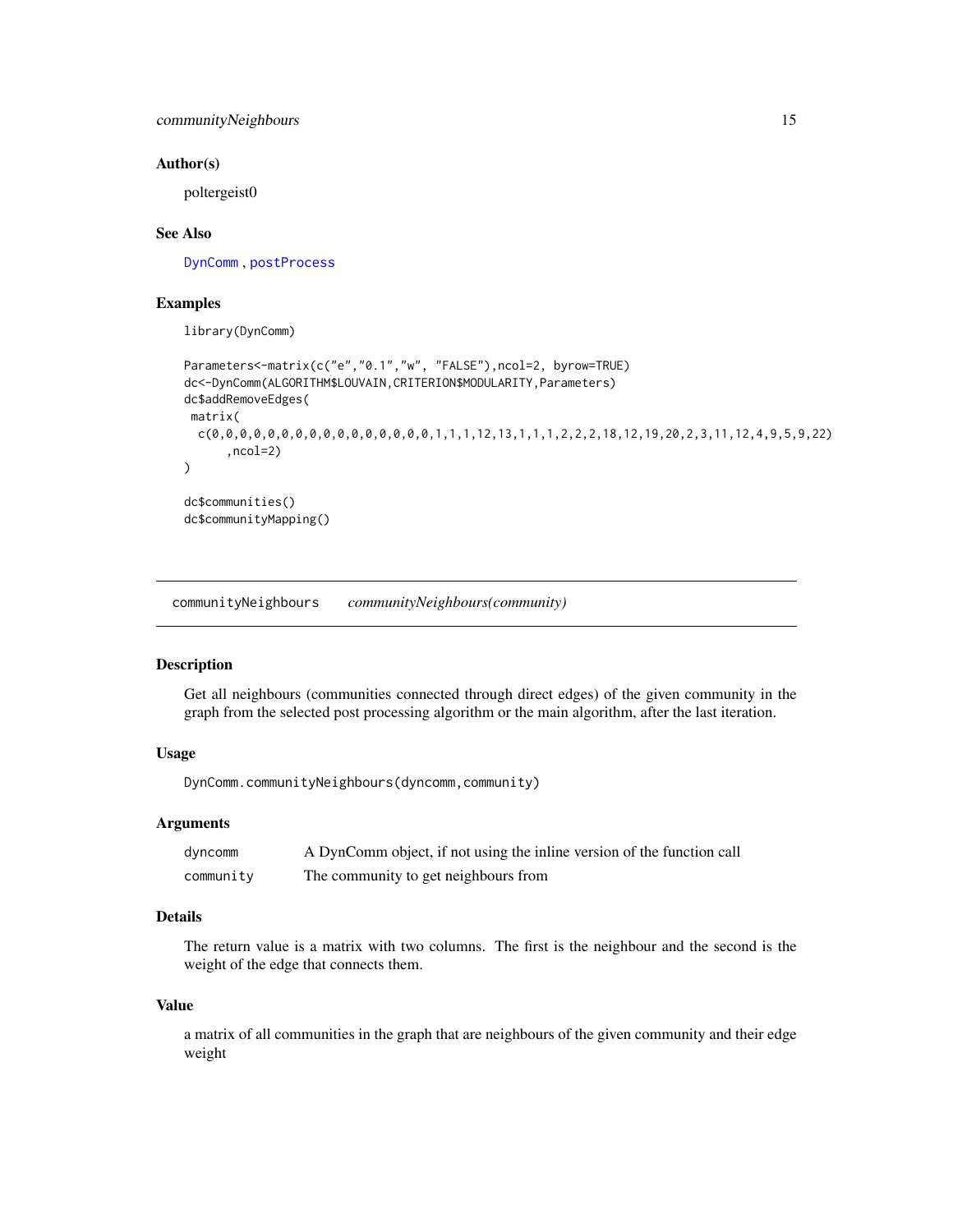### Author(s)

poltergeist0

### See Also

DynComm , postProcess

### Examples

```
library(DynComm)

Parameters<-matrix(c("e","0.1","w", "FALSE"),ncol=2, byrow=TRUE)
dc<-DynComm(ALGORITHM$LOUVAIN,CRITERION$MODULARITY,Parameters)
dc$addRemoveEdges(
 matrix(
  c(0,0,0,0,0,0,0,0,0,0,0,0,0,0,0,0,1,1,1,12,13,1,1,1,2,2,2,18,12,19,20,2,3,11,12,4,9,5,9,22)
      ,ncol=2)
)

dc$communities()
dc$communityMapping()
```

---

## communityNeighbours *communityNeighbours(community)*

### Description

Get all neighbours (communities connected through direct edges) of the given community in the graph from the selected post processing algorithm or the main algorithm, after the last iteration.

### Usage

```
DynComm.communityNeighbours(dyncomm,community)
```

### Arguments

| | |
|---|---|
| dyncomm | A DynComm object, if not using the inline version of the function call |
| community | The community to get neighbours from |

### Details

The return value is a matrix with two columns. The first is the neighbour and the second is the weight of the edge that connects them.

### Value

a matrix of all communities in the graph that are neighbours of the given community and their edge weight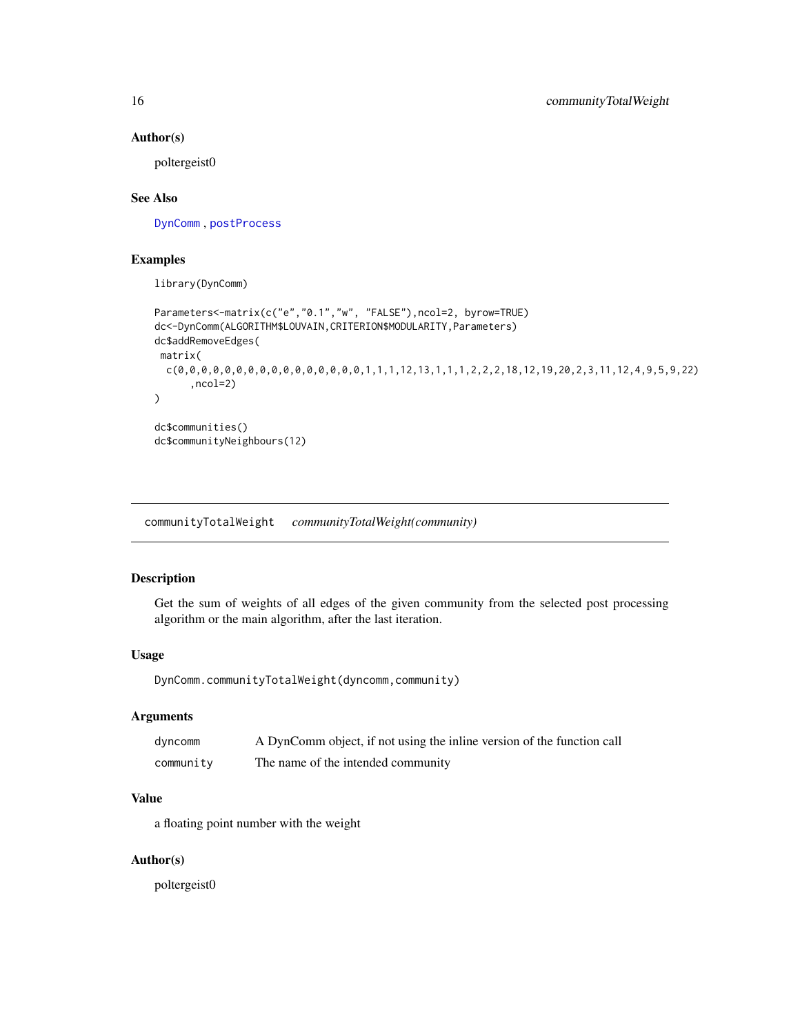### Author(s)

poltergeist0

### See Also

DynComm , postProcess

### Examples

```
library(DynComm)

Parameters<-matrix(c("e","0.1","w", "FALSE"),ncol=2, byrow=TRUE)
dc<-DynComm(ALGORITHM$LOUVAIN,CRITERION$MODULARITY,Parameters)
dc$addRemoveEdges(
 matrix(
  c(0,0,0,0,0,0,0,0,0,0,0,0,0,0,0,0,1,1,1,12,13,1,1,1,2,2,2,18,12,19,20,2,3,11,12,4,9,5,9,22)
      ,ncol=2)
)

dc$communities()
dc$communityNeighbours(12)
```

---

## communityTotalWeight    *communityTotalWeight(community)*

### Description

Get the sum of weights of all edges of the given community from the selected post processing algorithm or the main algorithm, after the last iteration.

### Usage

```
DynComm.communityTotalWeight(dyncomm,community)
```

### Arguments

| | |
|---|---|
| dyncomm | A DynComm object, if not using the inline version of the function call |
| community | The name of the intended community |

### Value

a floating point number with the weight

### Author(s)

poltergeist0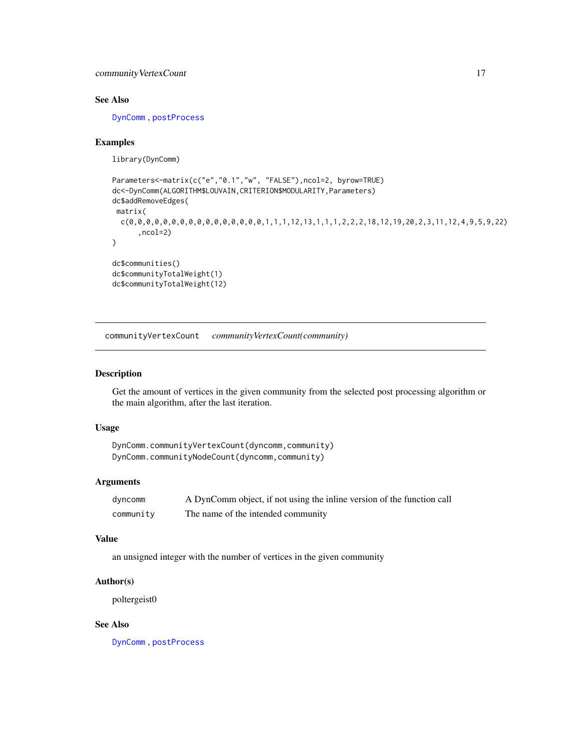### See Also

DynComm , postProcess

### Examples

```
library(DynComm)

Parameters<-matrix(c("e","0.1","w", "FALSE"),ncol=2, byrow=TRUE)
dc<-DynComm(ALGORITHM$LOUVAIN,CRITERION$MODULARITY,Parameters)
dc$addRemoveEdges(
 matrix(
  c(0,0,0,0,0,0,0,0,0,0,0,0,0,0,0,0,1,1,1,12,13,1,1,1,2,2,2,18,12,19,20,2,3,11,12,4,9,5,9,22)
      ,ncol=2)
)

dc$communities()
dc$communityTotalWeight(1)
dc$communityTotalWeight(12)
```

---

## communityVertexCount    *communityVertexCount(community)*

---

### Description

Get the amount of vertices in the given community from the selected post processing algorithm or the main algorithm, after the last iteration.

### Usage

```
DynComm.communityVertexCount(dyncomm,community)
DynComm.communityNodeCount(dyncomm,community)
```

### Arguments

| | |
|---|---|
| dyncomm | A DynComm object, if not using the inline version of the function call |
| community | The name of the intended community |

### Value

an unsigned integer with the number of vertices in the given community

### Author(s)

poltergeist0

### See Also

DynComm , postProcess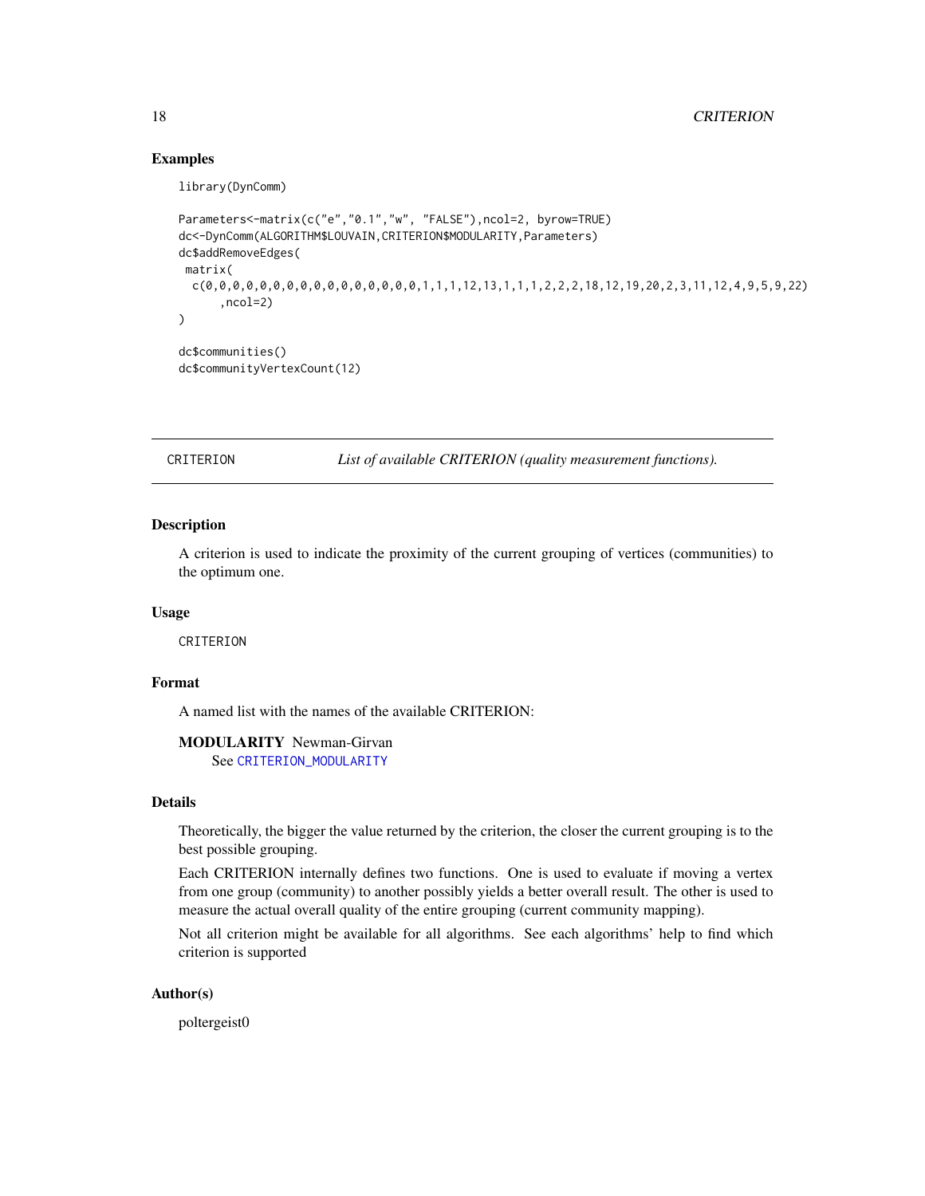## Examples

```
library(DynComm)

Parameters<-matrix(c("e","0.1","w", "FALSE"),ncol=2, byrow=TRUE)
dc<-DynComm(ALGORITHM$LOUVAIN,CRITERION$MODULARITY,Parameters)
dc$addRemoveEdges(
 matrix(
  c(0,0,0,0,0,0,0,0,0,0,0,0,0,0,0,0,1,1,1,12,13,1,1,1,2,2,2,18,12,19,20,2,3,11,12,4,9,5,9,22)
      ,ncol=2)
)

dc$communities()
dc$communityVertexCount(12)
```

---

CRITERION *List of available CRITERION (quality measurement functions).*

---

## Description

A criterion is used to indicate the proximity of the current grouping of vertices (communities) to the optimum one.

## Usage

```
CRITERION
```

## Format

A named list with the names of the available CRITERION:

**MODULARITY** Newman-Girvan
See CRITERION_MODULARITY

## Details

Theoretically, the bigger the value returned by the criterion, the closer the current grouping is to the best possible grouping.

Each CRITERION internally defines two functions. One is used to evaluate if moving a vertex from one group (community) to another possibly yields a better overall result. The other is used to measure the actual overall quality of the entire grouping (current community mapping).

Not all criterion might be available for all algorithms. See each algorithms' help to find which criterion is supported

## Author(s)

poltergeist0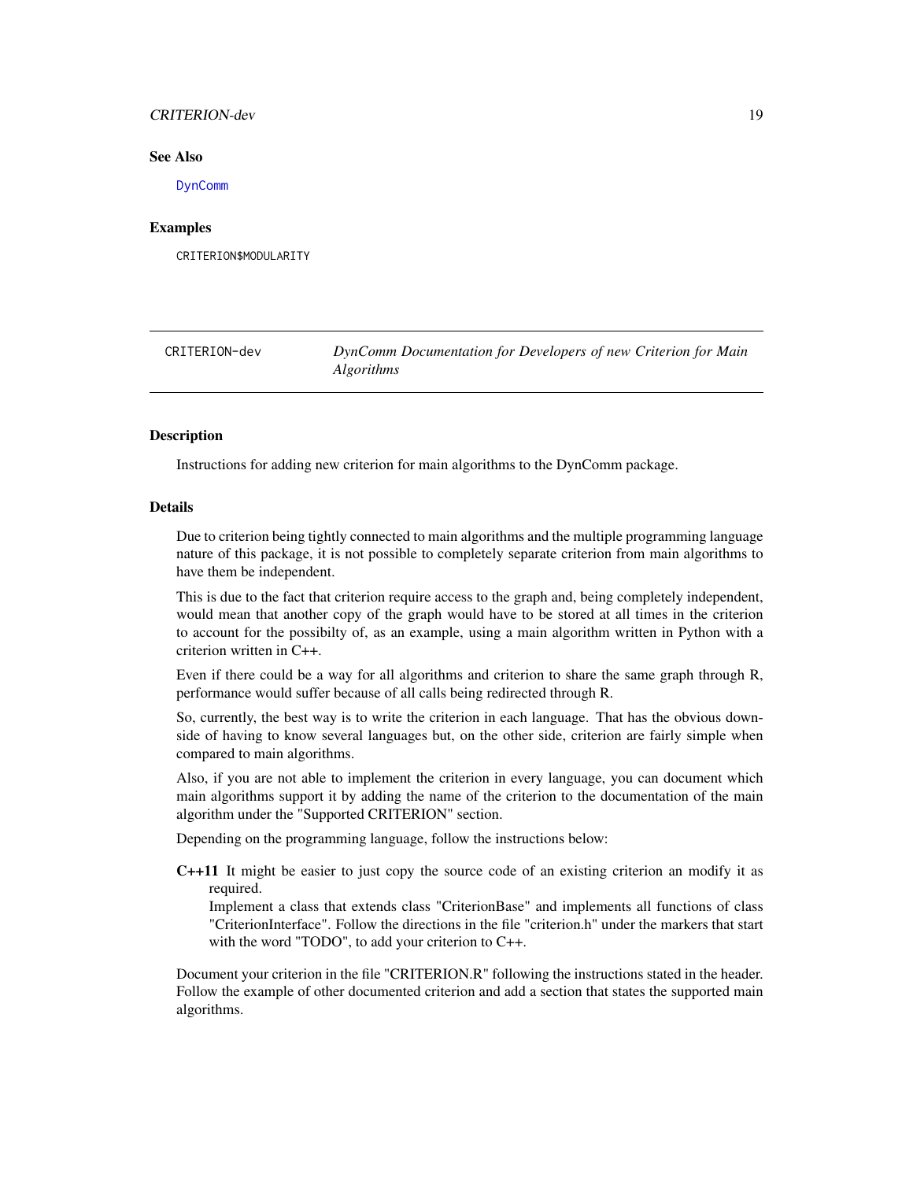## See Also

DynComm

## Examples

```
CRITERION$MODULARITY
```

---

# CRITERION-dev &nbsp;&nbsp;&nbsp; *DynComm Documentation for Developers of new Criterion for Main Algorithms*

## Description

Instructions for adding new criterion for main algorithms to the DynComm package.

## Details

Due to criterion being tightly connected to main algorithms and the multiple programming language nature of this package, it is not possible to completely separate criterion from main algorithms to have them be independent.

This is due to the fact that criterion require access to the graph and, being completely independent, would mean that another copy of the graph would have to be stored at all times in the criterion to account for the possibilty of, as an example, using a main algorithm written in Python with a criterion written in C++.

Even if there could be a way for all algorithms and criterion to share the same graph through R, performance would suffer because of all calls being redirected through R.

So, currently, the best way is to write the criterion in each language. That has the obvious downside of having to know several languages but, on the other side, criterion are fairly simple when compared to main algorithms.

Also, if you are not able to implement the criterion in every language, you can document which main algorithms support it by adding the name of the criterion to the documentation of the main algorithm under the "Supported CRITERION" section.

Depending on the programming language, follow the instructions below:

**C++11** It might be easier to just copy the source code of an existing criterion an modify it as required.
Implement a class that extends class "CriterionBase" and implements all functions of class "CriterionInterface". Follow the directions in the file "criterion.h" under the markers that start with the word "TODO", to add your criterion to C++.

Document your criterion in the file "CRITERION.R" following the instructions stated in the header. Follow the example of other documented criterion and add a section that states the supported main algorithms.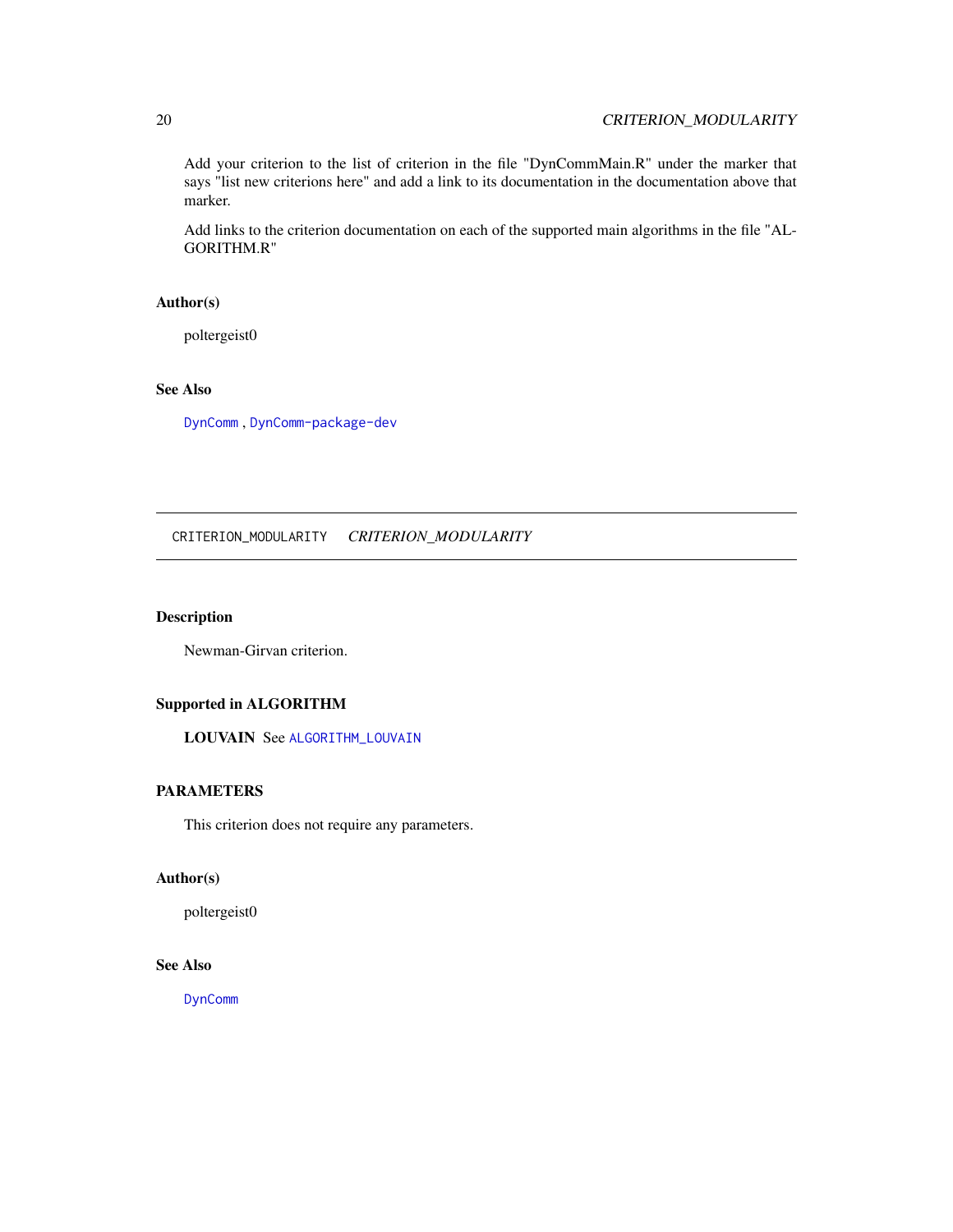Add your criterion to the list of criterion in the file "DynCommMain.R" under the marker that says "list new criterions here" and add a link to its documentation in the documentation above that marker.

Add links to the criterion documentation on each of the supported main algorithms in the file "ALGORITHM.R"

### Author(s)

poltergeist0

### See Also

DynComm , DynComm-package-dev

---

## CRITERION_MODULARITY *CRITERION_MODULARITY*

---

### Description

Newman-Girvan criterion.

### Supported in ALGORITHM

**LOUVAIN** See ALGORITHM_LOUVAIN

### PARAMETERS

This criterion does not require any parameters.

### Author(s)

poltergeist0

### See Also

DynComm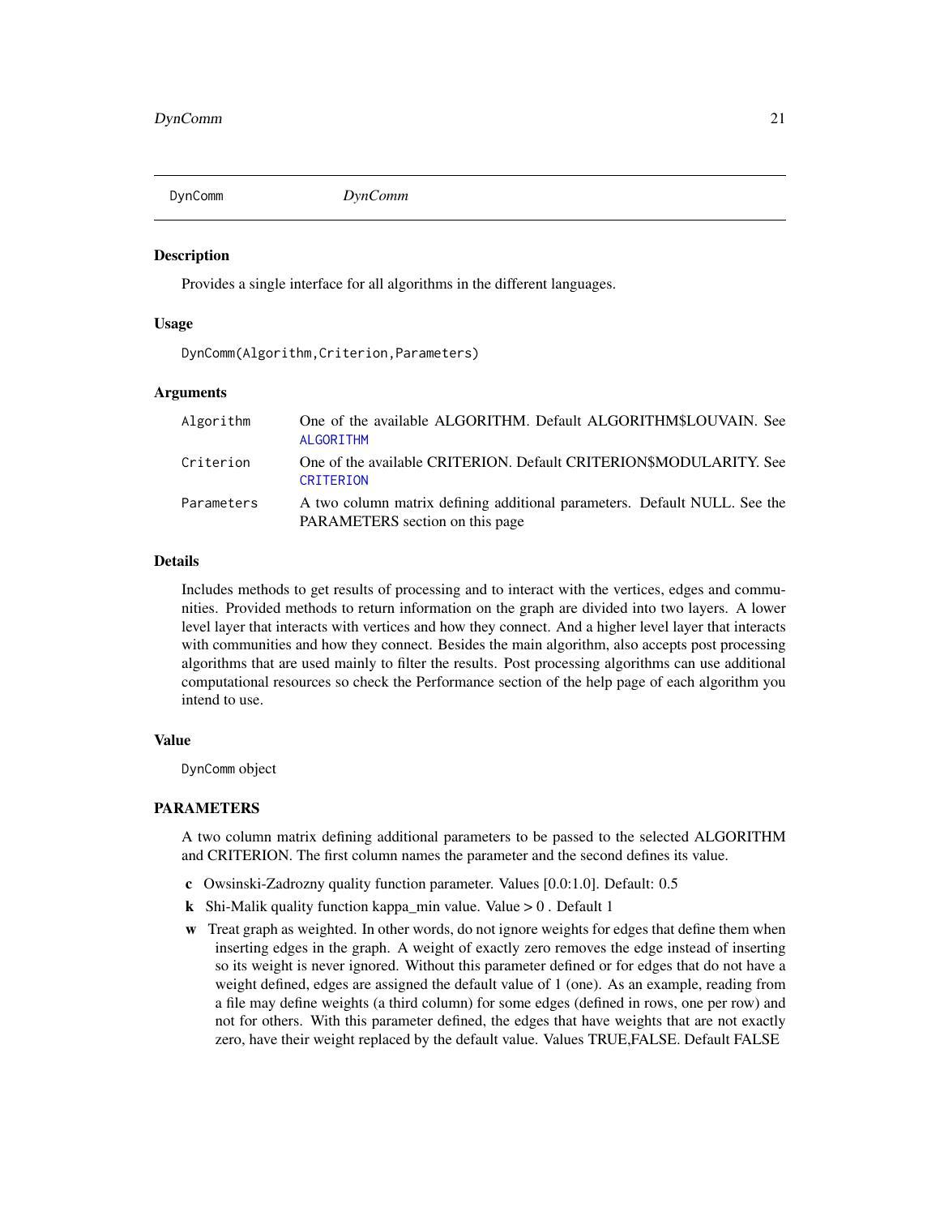DynComm *DynComm*

## Description

Provides a single interface for all algorithms in the different languages.

## Usage

```
DynComm(Algorithm,Criterion,Parameters)
```

## Arguments

| | |
|---|---|
| Algorithm | One of the available ALGORITHM. Default ALGORITHM$LOUVAIN. See ALGORITHM |
| Criterion | One of the available CRITERION. Default CRITERION$MODULARITY. See CRITERION |
| Parameters | A two column matrix defining additional parameters. Default NULL. See the PARAMETERS section on this page |

## Details

Includes methods to get results of processing and to interact with the vertices, edges and communities. Provided methods to return information on the graph are divided into two layers. A lower level layer that interacts with vertices and how they connect. And a higher level layer that interacts with communities and how they connect. Besides the main algorithm, also accepts post processing algorithms that are used mainly to filter the results. Post processing algorithms can use additional computational resources so check the Performance section of the help page of each algorithm you intend to use.

## Value

DynComm object

## PARAMETERS

A two column matrix defining additional parameters to be passed to the selected ALGORITHM and CRITERION. The first column names the parameter and the second defines its value.

- **c** Owsinski-Zadrozny quality function parameter. Values [0.0:1.0]. Default: 0.5
- **k** Shi-Malik quality function kappa_min value. Value > 0 . Default 1
- **w** Treat graph as weighted. In other words, do not ignore weights for edges that define them when inserting edges in the graph. A weight of exactly zero removes the edge instead of inserting so its weight is never ignored. Without this parameter defined or for edges that do not have a weight defined, edges are assigned the default value of 1 (one). As an example, reading from a file may define weights (a third column) for some edges (defined in rows, one per row) and not for others. With this parameter defined, the edges that have weights that are not exactly zero, have their weight replaced by the default value. Values TRUE,FALSE. Default FALSE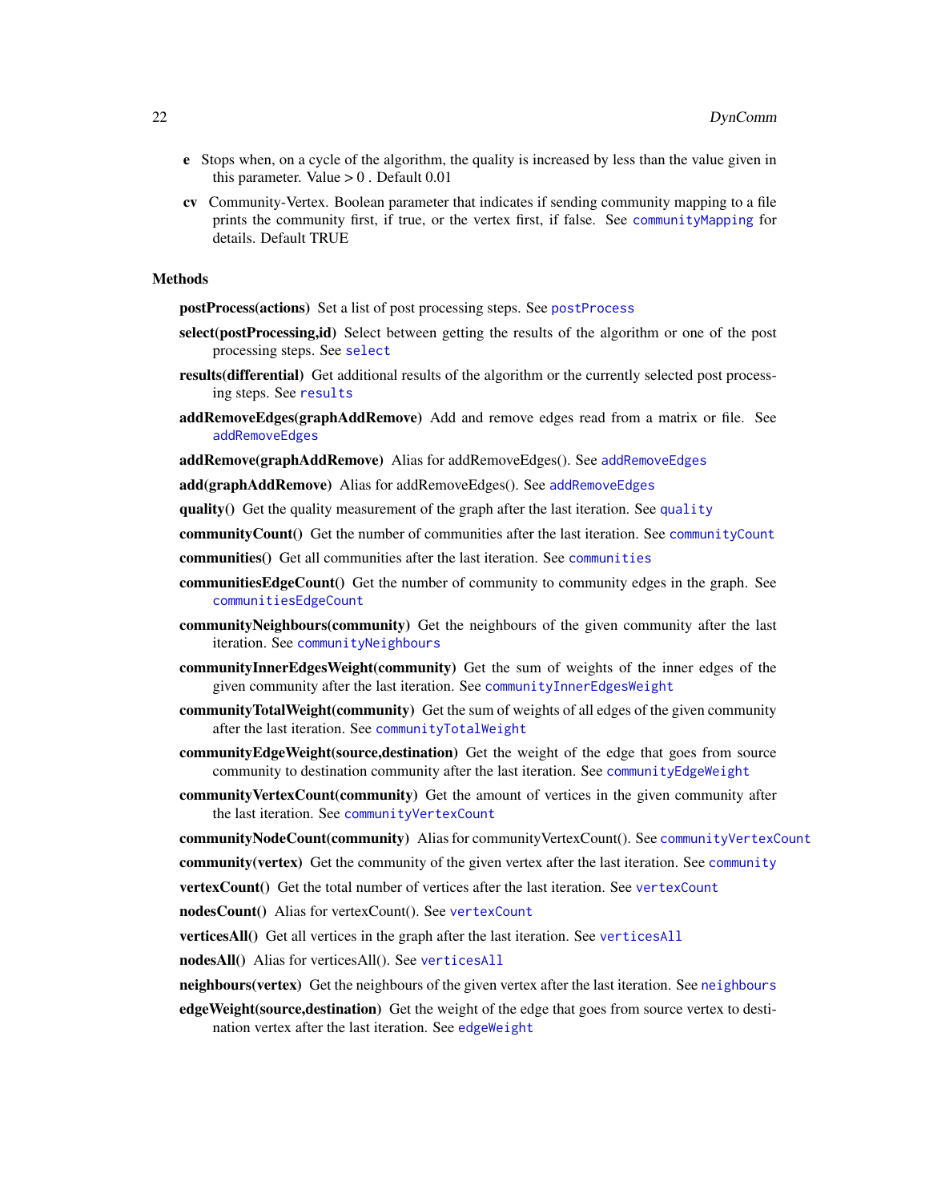**e** Stops when, on a cycle of the algorithm, the quality is increased by less than the value given in this parameter. Value > 0 . Default 0.01

**cv** Community-Vertex. Boolean parameter that indicates if sending community mapping to a file prints the community first, if true, or the vertex first, if false. See `communityMapping` for details. Default TRUE

### Methods

**postProcess(actions)** Set a list of post processing steps. See `postProcess`

**select(postProcessing,id)** Select between getting the results of the algorithm or one of the post processing steps. See `select`

**results(differential)** Get additional results of the algorithm or the currently selected post processing steps. See `results`

**addRemoveEdges(graphAddRemove)** Add and remove edges read from a matrix or file. See `addRemoveEdges`

**addRemove(graphAddRemove)** Alias for addRemoveEdges(). See `addRemoveEdges`

**add(graphAddRemove)** Alias for addRemoveEdges(). See `addRemoveEdges`

**quality()** Get the quality measurement of the graph after the last iteration. See `quality`

**communityCount()** Get the number of communities after the last iteration. See `communityCount`

**communities()** Get all communities after the last iteration. See `communities`

**communitiesEdgeCount()** Get the number of community to community edges in the graph. See `communitiesEdgeCount`

**communityNeighbours(community)** Get the neighbours of the given community after the last iteration. See `communityNeighbours`

**communityInnerEdgesWeight(community)** Get the sum of weights of the inner edges of the given community after the last iteration. See `communityInnerEdgesWeight`

**communityTotalWeight(community)** Get the sum of weights of all edges of the given community after the last iteration. See `communityTotalWeight`

**communityEdgeWeight(source,destination)** Get the weight of the edge that goes from source community to destination community after the last iteration. See `communityEdgeWeight`

**communityVertexCount(community)** Get the amount of vertices in the given community after the last iteration. See `communityVertexCount`

**communityNodeCount(community)** Alias for communityVertexCount(). See `communityVertexCount`

**community(vertex)** Get the community of the given vertex after the last iteration. See `community`

**vertexCount()** Get the total number of vertices after the last iteration. See `vertexCount`

**nodesCount()** Alias for vertexCount(). See `vertexCount`

**verticesAll()** Get all vertices in the graph after the last iteration. See `verticesAll`

**nodesAll()** Alias for verticesAll(). See `verticesAll`

**neighbours(vertex)** Get the neighbours of the given vertex after the last iteration. See `neighbours`

**edgeWeight(source,destination)** Get the weight of the edge that goes from source vertex to destination vertex after the last iteration. See `edgeWeight`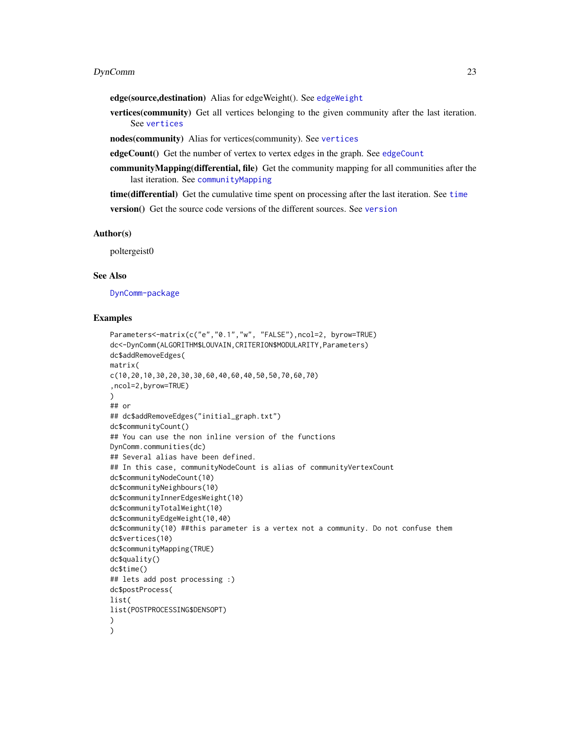**edge(source,destination)** Alias for edgeWeight(). See edgeWeight

**vertices(community)** Get all vertices belonging to the given community after the last iteration. See vertices

**nodes(community)** Alias for vertices(community). See vertices

**edgeCount()** Get the number of vertex to vertex edges in the graph. See edgeCount

**communityMapping(differential, file)** Get the community mapping for all communities after the last iteration. See communityMapping

**time(differential)** Get the cumulative time spent on processing after the last iteration. See time

**version()** Get the source code versions of the different sources. See version

## Author(s)

poltergeist0

## See Also

DynComm-package

## Examples

```
Parameters<-matrix(c("e","0.1","w", "FALSE"),ncol=2, byrow=TRUE)
dc<-DynComm(ALGORITHM$LOUVAIN,CRITERION$MODULARITY,Parameters)
dc$addRemoveEdges(
matrix(
c(10,20,10,30,20,30,30,60,40,60,40,50,50,70,60,70)
,ncol=2,byrow=TRUE)
)
## or
## dc$addRemoveEdges("initial_graph.txt")
dc$communityCount()
## You can use the non inline version of the functions
DynComm.communities(dc)
## Several alias have been defined.
## In this case, communityNodeCount is alias of communityVertexCount
dc$communityNodeCount(10)
dc$communityNeighbours(10)
dc$communityInnerEdgesWeight(10)
dc$communityTotalWeight(10)
dc$communityEdgeWeight(10,40)
dc$community(10) ##this parameter is a vertex not a community. Do not confuse them
dc$vertices(10)
dc$communityMapping(TRUE)
dc$quality()
dc$time()
## lets add post processing :)
dc$postProcess(
list(
list(POSTPROCESSING$DENSOPT)
)
)
```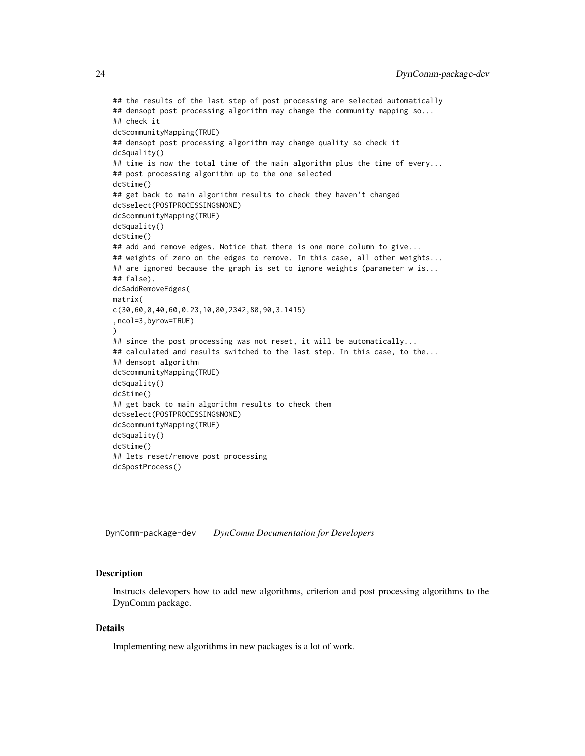```
## the results of the last step of post processing are selected automatically
## densopt post processing algorithm may change the community mapping so...
## check it
dc$communityMapping(TRUE)
## densopt post processing algorithm may change quality so check it
dc$quality()
## time is now the total time of the main algorithm plus the time of every...
## post processing algorithm up to the one selected
dc$time()
## get back to main algorithm results to check they haven't changed
dc$select(POSTPROCESSING$NONE)
dc$communityMapping(TRUE)
dc$quality()
dc$time()
## add and remove edges. Notice that there is one more column to give...
## weights of zero on the edges to remove. In this case, all other weights...
## are ignored because the graph is set to ignore weights (parameter w is...
## false).
dc$addRemoveEdges(
matrix(
c(30,60,0,40,60,0.23,10,80,2342,80,90,3.1415)
,ncol=3,byrow=TRUE)
)
## since the post processing was not reset, it will be automatically...
## calculated and results switched to the last step. In this case, to the...
## densopt algorithm
dc$communityMapping(TRUE)
dc$quality()
dc$time()
## get back to main algorithm results to check them
dc$select(POSTPROCESSING$NONE)
dc$communityMapping(TRUE)
dc$quality()
dc$time()
## lets reset/remove post processing
dc$postProcess()
```

---

DynComm-package-dev *DynComm Documentation for Developers*

---

### Description

Instructs delevopers how to add new algorithms, criterion and post processing algorithms to the DynComm package.

### Details

Implementing new algorithms in new packages is a lot of work.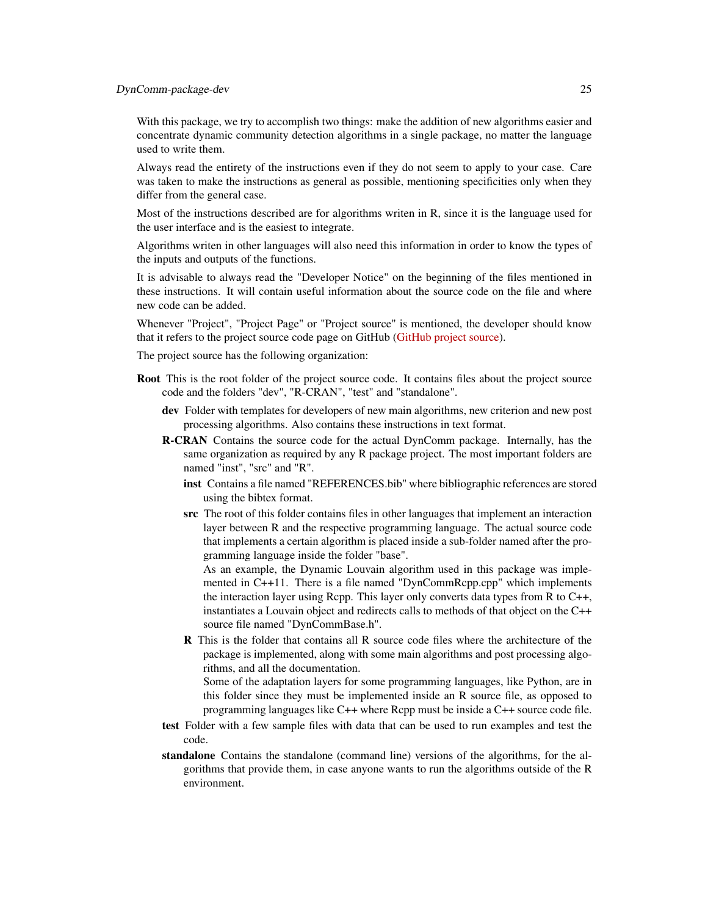With this package, we try to accomplish two things: make the addition of new algorithms easier and concentrate dynamic community detection algorithms in a single package, no matter the language used to write them.

Always read the entirety of the instructions even if they do not seem to apply to your case. Care was taken to make the instructions as general as possible, mentioning specificities only when they differ from the general case.

Most of the instructions described are for algorithms writen in R, since it is the language used for the user interface and is the easiest to integrate.

Algorithms writen in other languages will also need this information in order to know the types of the inputs and outputs of the functions.

It is advisable to always read the "Developer Notice" on the beginning of the files mentioned in these instructions. It will contain useful information about the source code on the file and where new code can be added.

Whenever "Project", "Project Page" or "Project source" is mentioned, the developer should know that it refers to the project source code page on GitHub (GitHub project source).

The project source has the following organization:

- **Root** This is the root folder of the project source code. It contains files about the project source code and the folders "dev", "R-CRAN", "test" and "standalone".
  - **dev** Folder with templates for developers of new main algorithms, new criterion and new post processing algorithms. Also contains these instructions in text format.
  - **R-CRAN** Contains the source code for the actual DynComm package. Internally, has the same organization as required by any R package project. The most important folders are named "inst", "src" and "R".
    - **inst** Contains a file named "REFERENCES.bib" where bibliographic references are stored using the bibtex format.
    - **src** The root of this folder contains files in other languages that implement an interaction layer between R and the respective programming language. The actual source code that implements a certain algorithm is placed inside a sub-folder named after the programming language inside the folder "base".
      As an example, the Dynamic Louvain algorithm used in this package was implemented in C++11. There is a file named "DynCommRcpp.cpp" which implements the interaction layer using Rcpp. This layer only converts data types from R to C++, instantiates a Louvain object and redirects calls to methods of that object on the C++ source file named "DynCommBase.h".
    - **R** This is the folder that contains all R source code files where the architecture of the package is implemented, along with some main algorithms and post processing algorithms, and all the documentation.
      Some of the adaptation layers for some programming languages, like Python, are in this folder since they must be implemented inside an R source file, as opposed to programming languages like C++ where Rcpp must be inside a C++ source code file.
  - **test** Folder with a few sample files with data that can be used to run examples and test the code.
  - **standalone** Contains the standalone (command line) versions of the algorithms, for the algorithms that provide them, in case anyone wants to run the algorithms outside of the R environment.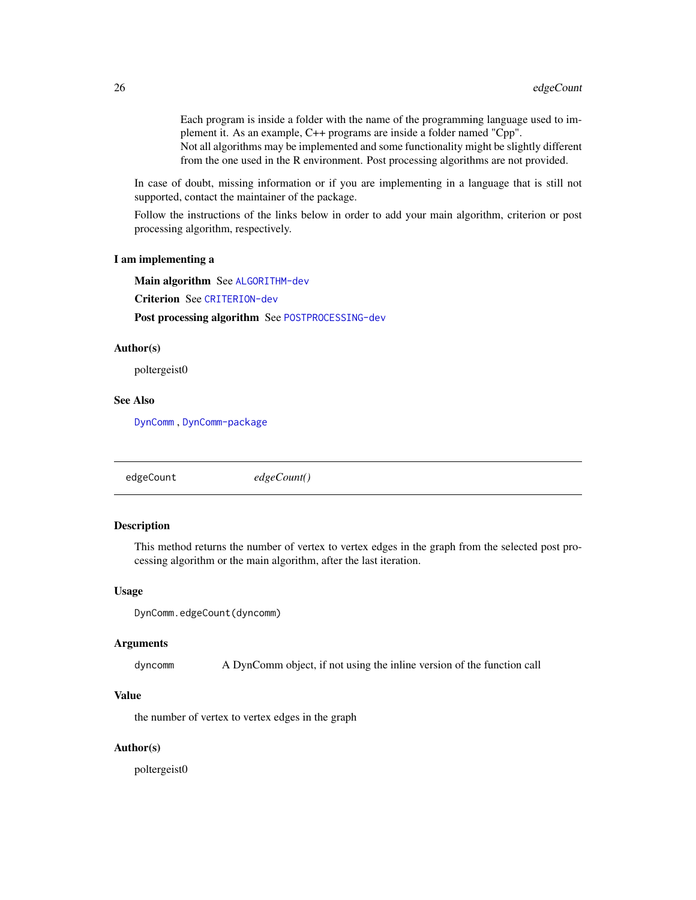Each program is inside a folder with the name of the programming language used to implement it. As an example, C++ programs are inside a folder named "Cpp".
Not all algorithms may be implemented and some functionality might be slightly different from the one used in the R environment. Post processing algorithms are not provided.

In case of doubt, missing information or if you are implementing in a language that is still not supported, contact the maintainer of the package.

Follow the instructions of the links below in order to add your main algorithm, criterion or post processing algorithm, respectively.

### I am implementing a

**Main algorithm** See `ALGORITHM-dev`

**Criterion** See `CRITERION-dev`

**Post processing algorithm** See `POSTPROCESSING-dev`

### Author(s)

poltergeist0

### See Also

`DynComm` , `DynComm-package`

---

## edgeCount — *edgeCount()*

### Description

This method returns the number of vertex to vertex edges in the graph from the selected post processing algorithm or the main algorithm, after the last iteration.

### Usage

```
DynComm.edgeCount(dyncomm)
```

### Arguments

| | |
|---|---|
| `dyncomm` | A DynComm object, if not using the inline version of the function call |

### Value

the number of vertex to vertex edges in the graph

### Author(s)

poltergeist0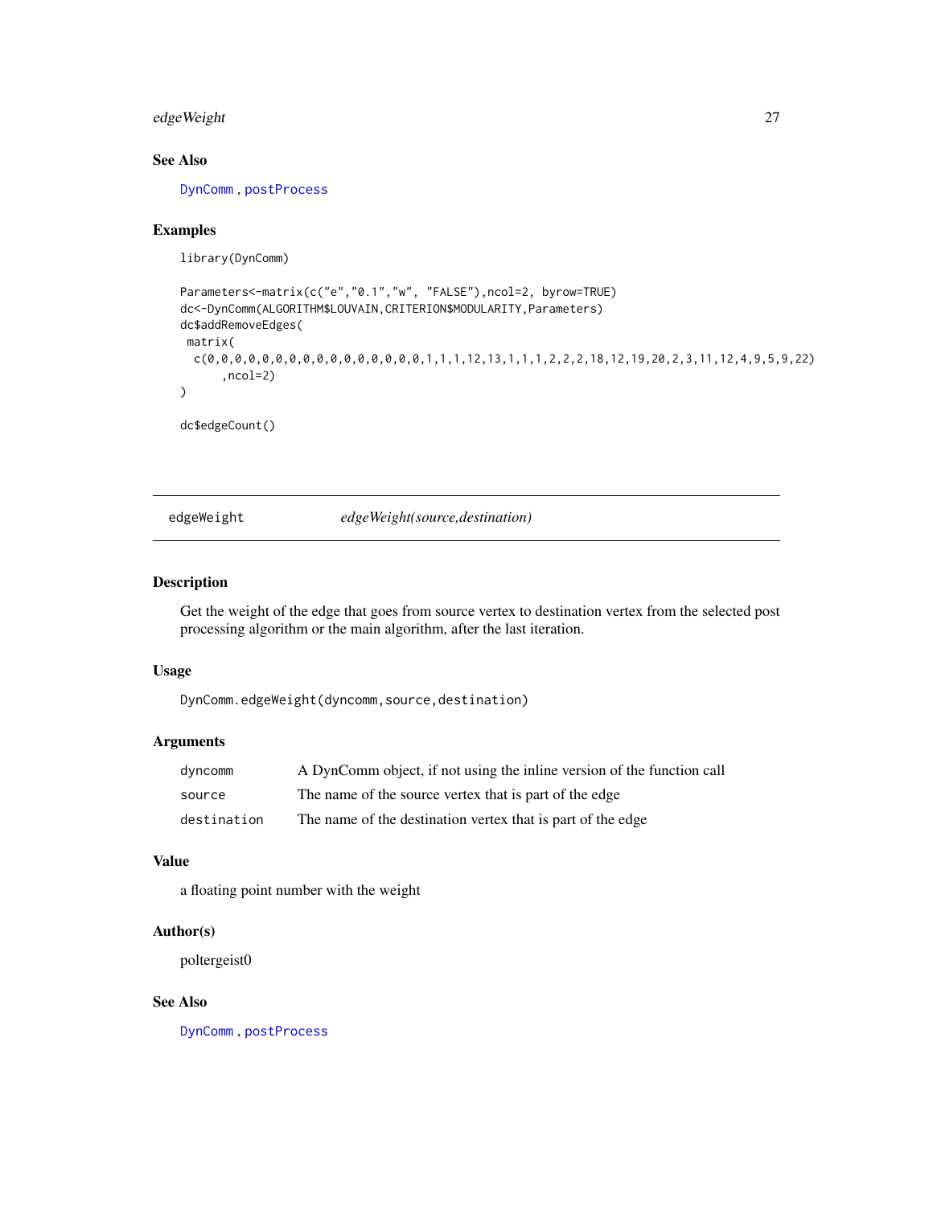### See Also

DynComm , postProcess

### Examples

```
library(DynComm)

Parameters<-matrix(c("e","0.1","w", "FALSE"),ncol=2, byrow=TRUE)
dc<-DynComm(ALGORITHM$LOUVAIN,CRITERION$MODULARITY,Parameters)
dc$addRemoveEdges(
 matrix(
  c(0,0,0,0,0,0,0,0,0,0,0,0,0,0,0,0,1,1,1,12,13,1,1,1,2,2,2,18,12,19,20,2,3,11,12,4,9,5,9,22)
      ,ncol=2)
)

dc$edgeCount()
```

---

## edgeWeight *edgeWeight(source,destination)*

---

### Description

Get the weight of the edge that goes from source vertex to destination vertex from the selected post processing algorithm or the main algorithm, after the last iteration.

### Usage

```
DynComm.edgeWeight(dyncomm,source,destination)
```

### Arguments

| | |
|---|---|
| dyncomm | A DynComm object, if not using the inline version of the function call |
| source | The name of the source vertex that is part of the edge |
| destination | The name of the destination vertex that is part of the edge |

### Value

a floating point number with the weight

### Author(s)

poltergeist0

### See Also

DynComm , postProcess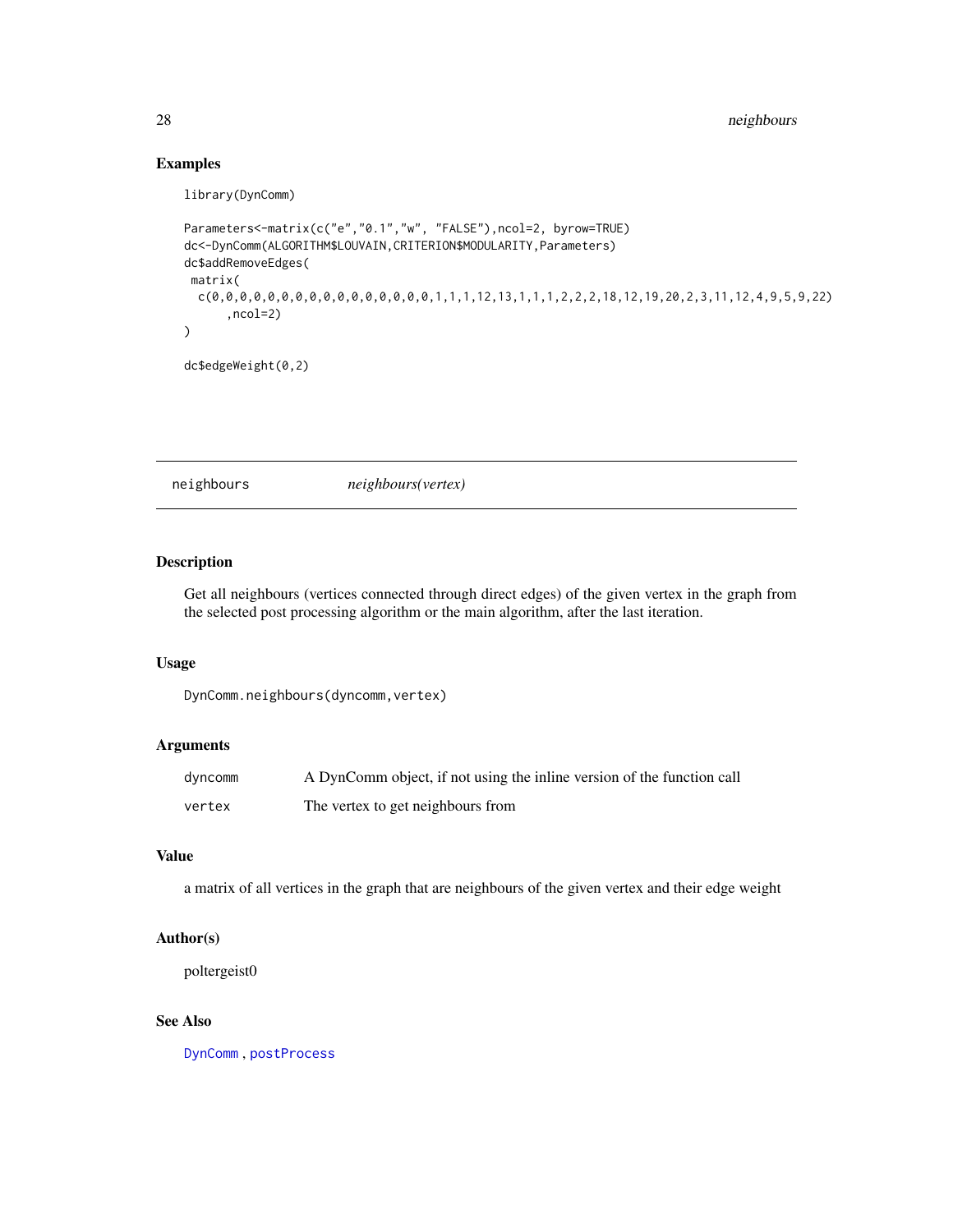## Examples

```
library(DynComm)

Parameters<-matrix(c("e","0.1","w", "FALSE"),ncol=2, byrow=TRUE)
dc<-DynComm(ALGORITHM$LOUVAIN,CRITERION$MODULARITY,Parameters)
dc$addRemoveEdges(
 matrix(
  c(0,0,0,0,0,0,0,0,0,0,0,0,0,0,0,0,1,1,1,12,13,1,1,1,2,2,2,18,12,19,20,2,3,11,12,4,9,5,9,22)
      ,ncol=2)
)

dc$edgeWeight(0,2)
```

---

# neighbours *neighbours(vertex)*

## Description

Get all neighbours (vertices connected through direct edges) of the given vertex in the graph from the selected post processing algorithm or the main algorithm, after the last iteration.

## Usage

```
DynComm.neighbours(dyncomm,vertex)
```

## Arguments

| | |
|---|---|
| `dyncomm` | A DynComm object, if not using the inline version of the function call |
| `vertex` | The vertex to get neighbours from |

## Value

a matrix of all vertices in the graph that are neighbours of the given vertex and their edge weight

## Author(s)

poltergeist0

## See Also

DynComm , postProcess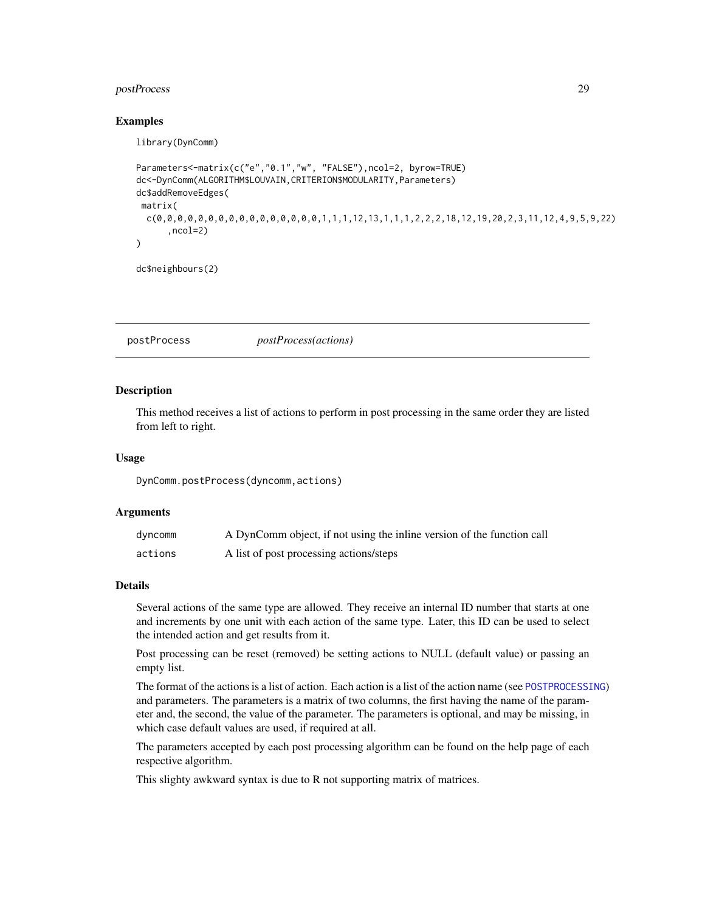### Examples

```
library(DynComm)

Parameters<-matrix(c("e","0.1","w", "FALSE"),ncol=2, byrow=TRUE)
dc<-DynComm(ALGORITHM$LOUVAIN,CRITERION$MODULARITY,Parameters)
dc$addRemoveEdges(
 matrix(
  c(0,0,0,0,0,0,0,0,0,0,0,0,0,0,0,0,1,1,1,12,13,1,1,1,2,2,2,18,12,19,20,2,3,11,12,4,9,5,9,22)
      ,ncol=2)
)

dc$neighbours(2)
```

---

## postProcess    *postProcess(actions)*

### Description

This method receives a list of actions to perform in post processing in the same order they are listed from left to right.

### Usage

```
DynComm.postProcess(dyncomm,actions)
```

### Arguments

| | |
|---|---|
| dyncomm | A DynComm object, if not using the inline version of the function call |
| actions | A list of post processing actions/steps |

### Details

Several actions of the same type are allowed. They receive an internal ID number that starts at one and increments by one unit with each action of the same type. Later, this ID can be used to select the intended action and get results from it.

Post processing can be reset (removed) be setting actions to NULL (default value) or passing an empty list.

The format of the actions is a list of action. Each action is a list of the action name (see `POSTPROCESSING`) and parameters. The parameters is a matrix of two columns, the first having the name of the parameter and, the second, the value of the parameter. The parameters is optional, and may be missing, in which case default values are used, if required at all.

The parameters accepted by each post processing algorithm can be found on the help page of each respective algorithm.

This slighty awkward syntax is due to R not supporting matrix of matrices.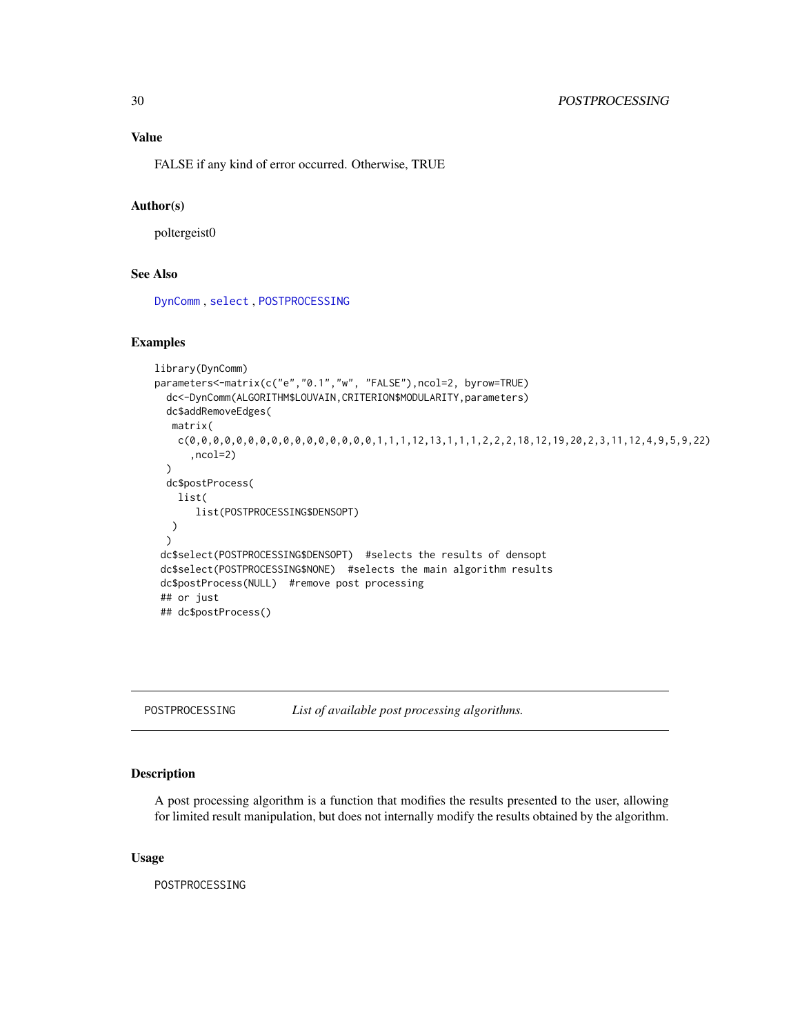### Value

FALSE if any kind of error occurred. Otherwise, TRUE

### Author(s)

poltergeist0

### See Also

DynComm , select , POSTPROCESSING

### Examples

```
library(DynComm)
parameters<-matrix(c("e","0.1","w", "FALSE"),ncol=2, byrow=TRUE)
  dc<-DynComm(ALGORITHM$LOUVAIN,CRITERION$MODULARITY,parameters)
  dc$addRemoveEdges(
   matrix(
    c(0,0,0,0,0,0,0,0,0,0,0,0,0,0,0,1,1,1,12,13,1,1,1,2,2,2,18,12,19,20,2,3,11,12,4,9,5,9,22)
      ,ncol=2)
  )
  dc$postProcess(
    list(
       list(POSTPROCESSING$DENSOPT)
   )
  )
 dc$select(POSTPROCESSING$DENSOPT)  #selects the results of densopt
 dc$select(POSTPROCESSING$NONE)  #selects the main algorithm results
 dc$postProcess(NULL)  #remove post processing
 ## or just
 ## dc$postProcess()
```

---

## POSTPROCESSING  *List of available post processing algorithms.*

### Description

A post processing algorithm is a function that modifies the results presented to the user, allowing for limited result manipulation, but does not internally modify the results obtained by the algorithm.

### Usage

```
POSTPROCESSING
```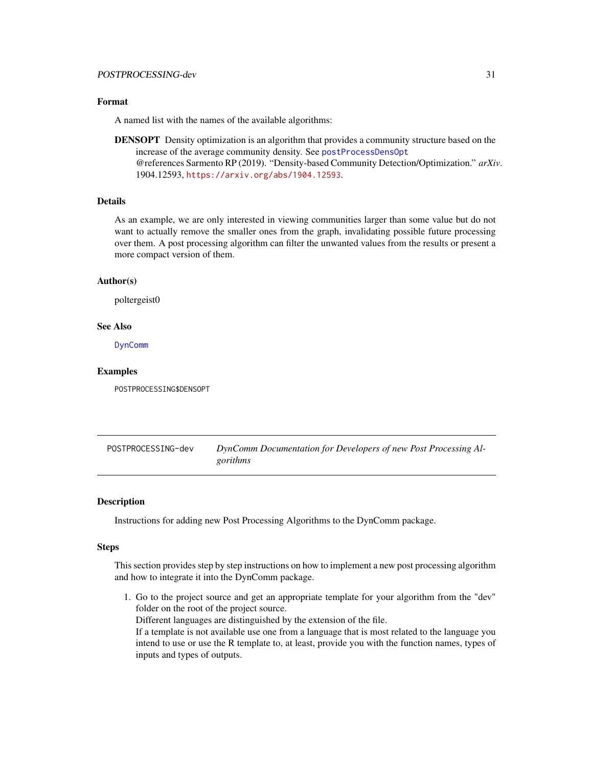### Format

A named list with the names of the available algorithms:

**DENSOPT** Density optimization is an algorithm that provides a community structure based on the increase of the average community density. See `postProcessDensOpt`
@references Sarmento RP (2019). "Density-based Community Detection/Optimization." *arXiv*. 1904.12593, https://arxiv.org/abs/1904.12593.

### Details

As an example, we are only interested in viewing communities larger than some value but do not want to actually remove the smaller ones from the graph, invalidating possible future processing over them. A post processing algorithm can filter the unwanted values from the results or present a more compact version of them.

### Author(s)

poltergeist0

### See Also

`DynComm`

### Examples

```
POSTPROCESSING$DENSOPT
```

---

## POSTPROCESSING-dev — *DynComm Documentation for Developers of new Post Processing Algorithms*

### Description

Instructions for adding new Post Processing Algorithms to the DynComm package.

### Steps

This section provides step by step instructions on how to implement a new post processing algorithm and how to integrate it into the DynComm package.

1. Go to the project source and get an appropriate template for your algorithm from the "dev" folder on the root of the project source.
   Different languages are distinguished by the extension of the file.
   If a template is not available use one from a language that is most related to the language you intend to use or use the R template to, at least, provide you with the function names, types of inputs and types of outputs.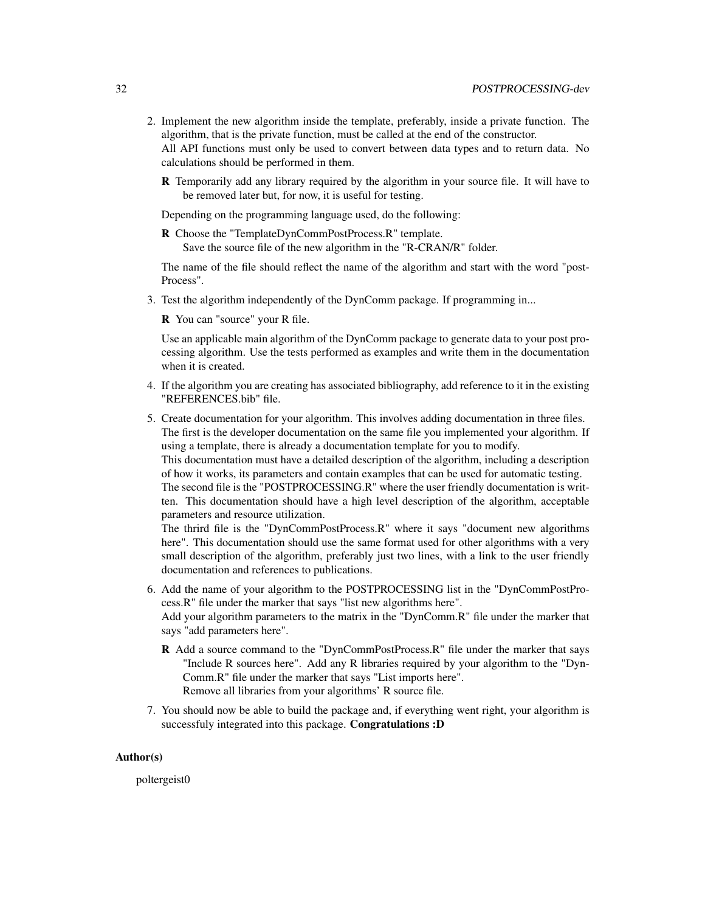2. Implement the new algorithm inside the template, preferably, inside a private function. The algorithm, that is the private function, must be called at the end of the constructor.
   All API functions must only be used to convert between data types and to return data. No calculations should be performed in them.

   **R** Temporarily add any library required by the algorithm in your source file. It will have to be removed later but, for now, it is useful for testing.

   Depending on the programming language used, do the following:

   **R** Choose the "TemplateDynCommPostProcess.R" template.
   Save the source file of the new algorithm in the "R-CRAN/R" folder.

   The name of the file should reflect the name of the algorithm and start with the word "postProcess".

3. Test the algorithm independently of the DynComm package. If programming in...

   **R** You can "source" your R file.

   Use an applicable main algorithm of the DynComm package to generate data to your post processing algorithm. Use the tests performed as examples and write them in the documentation when it is created.

4. If the algorithm you are creating has associated bibliography, add reference to it in the existing "REFERENCES.bib" file.

5. Create documentation for your algorithm. This involves adding documentation in three files.
   The first is the developer documentation on the same file you implemented your algorithm. If using a template, there is already a documentation template for you to modify.
   This documentation must have a detailed description of the algorithm, including a description of how it works, its parameters and contain examples that can be used for automatic testing.
   The second file is the "POSTPROCESSING.R" where the user friendly documentation is written. This documentation should have a high level description of the algorithm, acceptable parameters and resource utilization.
   The thrird file is the "DynCommPostProcess.R" where it says "document new algorithms here". This documentation should use the same format used for other algorithms with a very small description of the algorithm, preferably just two lines, with a link to the user friendly documentation and references to publications.

6. Add the name of your algorithm to the POSTPROCESSING list in the "DynCommPostProcess.R" file under the marker that says "list new algorithms here".
   Add your algorithm parameters to the matrix in the "DynComm.R" file under the marker that says "add parameters here".

   **R** Add a source command to the "DynCommPostProcess.R" file under the marker that says "Include R sources here". Add any R libraries required by your algorithm to the "DynComm.R" file under the marker that says "List imports here".
   Remove all libraries from your algorithms' R source file.

7. You should now be able to build the package and, if everything went right, your algorithm is successfuly integrated into this package. **Congratulations :D**

## Author(s)

poltergeist0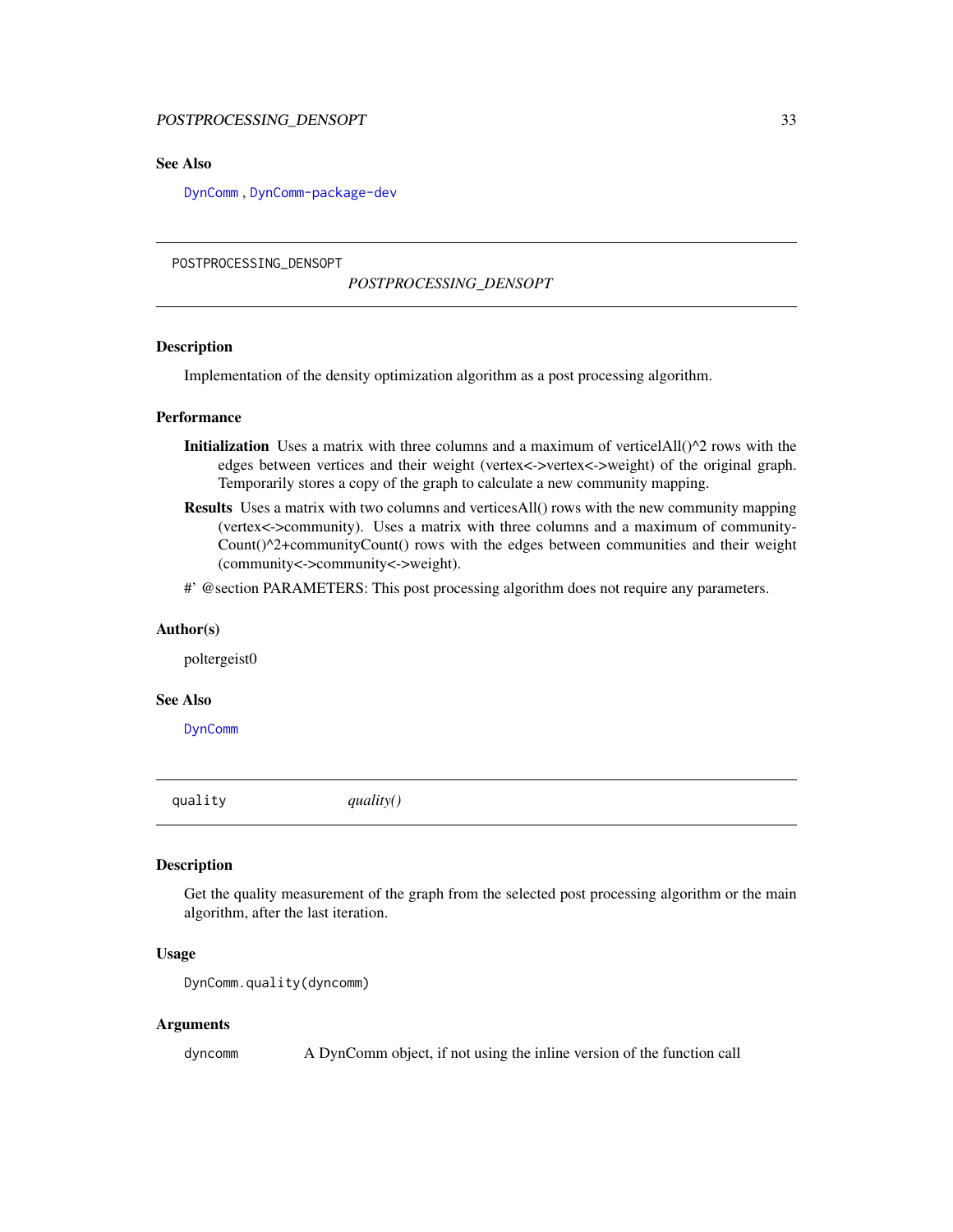## See Also

DynComm, DynComm-package-dev

---

POSTPROCESSING_DENSOPT *POSTPROCESSING_DENSOPT*

---

### Description

Implementation of the density optimization algorithm as a post processing algorithm.

### Performance

**Initialization** Uses a matrix with three columns and a maximum of verticelAll()^2 rows with the edges between vertices and their weight (vertex<->vertex<->weight) of the original graph. Temporarily stores a copy of the graph to calculate a new community mapping.

**Results** Uses a matrix with two columns and verticesAll() rows with the new community mapping (vertex<->community). Uses a matrix with three columns and a maximum of communityCount()^2+communityCount() rows with the edges between communities and their weight (community<->community<->weight).

#' @section PARAMETERS: This post processing algorithm does not require any parameters.

### Author(s)

poltergeist0

### See Also

DynComm

---

quality *quality()*

---

### Description

Get the quality measurement of the graph from the selected post processing algorithm or the main algorithm, after the last iteration.

### Usage

```
DynComm.quality(dyncomm)
```

### Arguments

| | |
|---|---|
| dyncomm | A DynComm object, if not using the inline version of the function call |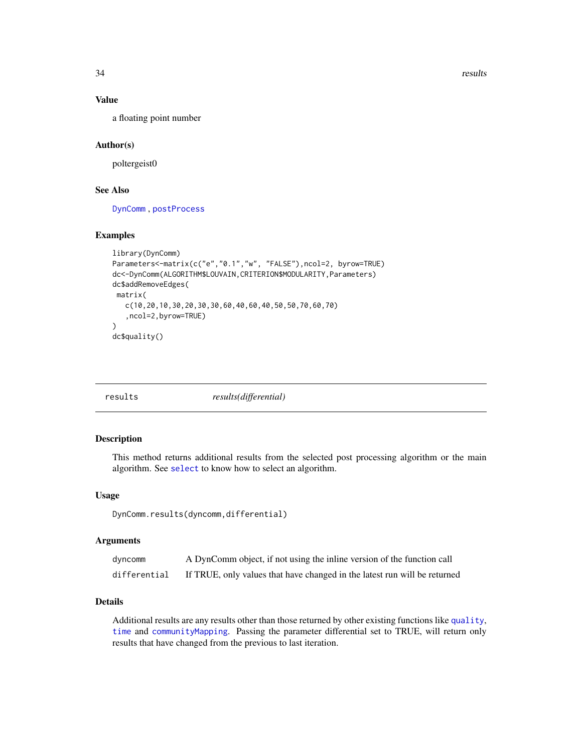### Value

a floating point number

### Author(s)

poltergeist0

### See Also

DynComm , postProcess

### Examples

```
library(DynComm)
Parameters<-matrix(c("e","0.1","w", "FALSE"),ncol=2, byrow=TRUE)
dc<-DynComm(ALGORITHM$LOUVAIN,CRITERION$MODULARITY,Parameters)
dc$addRemoveEdges(
 matrix(
   c(10,20,10,30,20,30,30,60,40,60,40,50,50,70,60,70)
   ,ncol=2,byrow=TRUE)
)
dc$quality()
```

---

## results — *results(differential)*

### Description

This method returns additional results from the selected post processing algorithm or the main algorithm. See select to know how to select an algorithm.

### Usage

```
DynComm.results(dyncomm,differential)
```

### Arguments

| | |
|---|---|
| dyncomm | A DynComm object, if not using the inline version of the function call |
| differential | If TRUE, only values that have changed in the latest run will be returned |

### Details

Additional results are any results other than those returned by other existing functions like quality, time and communityMapping. Passing the parameter differential set to TRUE, will return only results that have changed from the previous to last iteration.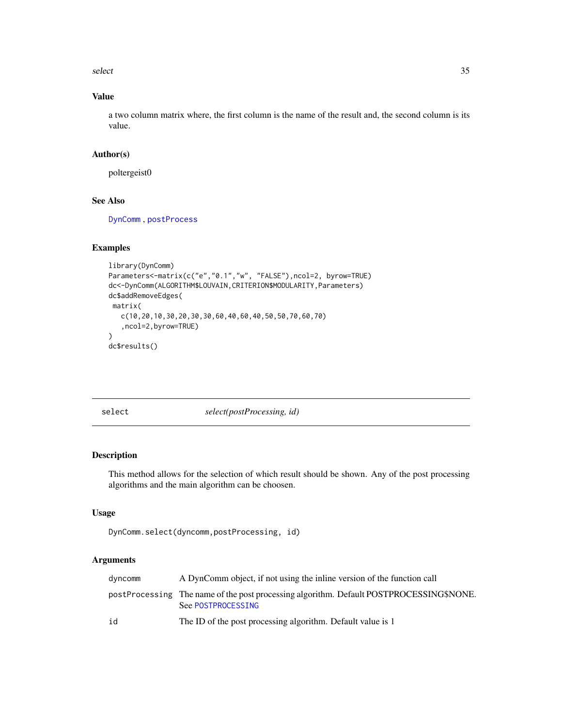### Value

a two column matrix where, the first column is the name of the result and, the second column is its value.

### Author(s)

poltergeist0

### See Also

DynComm , postProcess

### Examples

```
library(DynComm)
Parameters<-matrix(c("e","0.1","w", "FALSE"),ncol=2, byrow=TRUE)
dc<-DynComm(ALGORITHM$LOUVAIN,CRITERION$MODULARITY,Parameters)
dc$addRemoveEdges(
 matrix(
   c(10,20,10,30,20,30,30,60,40,60,40,50,50,70,60,70)
   ,ncol=2,byrow=TRUE)
)
dc$results()
```

---

## select    *select(postProcessing, id)*

---

### Description

This method allows for the selection of which result should be shown. Any of the post processing algorithms and the main algorithm can be choosen.

### Usage

```
DynComm.select(dyncomm,postProcessing, id)
```

### Arguments

| | |
|---|---|
| dyncomm | A DynComm object, if not using the inline version of the function call |
| postProcessing | The name of the post processing algorithm. Default POSTPROCESSING$NONE. See POSTPROCESSING |
| id | The ID of the post processing algorithm. Default value is 1 |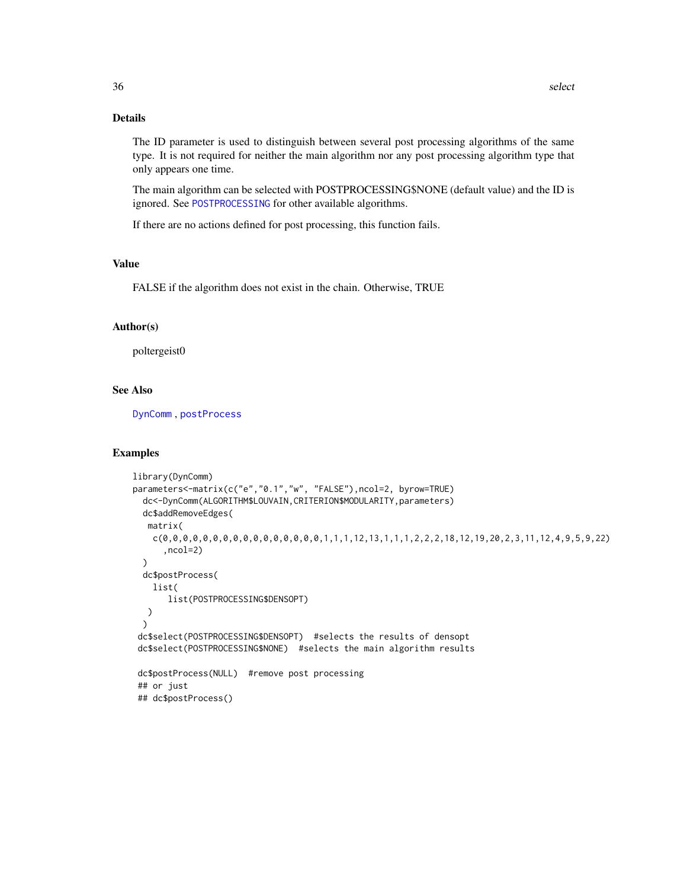## Details

The ID parameter is used to distinguish between several post processing algorithms of the same type. It is not required for neither the main algorithm nor any post processing algorithm type that only appears one time.

The main algorithm can be selected with POSTPROCESSING$NONE (default value) and the ID is ignored. See POSTPROCESSING for other available algorithms.

If there are no actions defined for post processing, this function fails.

## Value

FALSE if the algorithm does not exist in the chain. Otherwise, TRUE

## Author(s)

poltergeist0

## See Also

DynComm , postProcess

## Examples

```
library(DynComm)
parameters<-matrix(c("e","0.1","w", "FALSE"),ncol=2, byrow=TRUE)
  dc<-DynComm(ALGORITHM$LOUVAIN,CRITERION$MODULARITY,parameters)
  dc$addRemoveEdges(
   matrix(
    c(0,0,0,0,0,0,0,0,0,0,0,0,0,0,0,1,1,1,12,13,1,1,1,2,2,2,18,12,19,20,2,3,11,12,4,9,5,9,22)
      ,ncol=2)
  )
  dc$postProcess(
    list(
       list(POSTPROCESSING$DENSOPT)
   )
  )
 dc$select(POSTPROCESSING$DENSOPT)  #selects the results of densopt
 dc$select(POSTPROCESSING$NONE)  #selects the main algorithm results

 dc$postProcess(NULL)  #remove post processing
 ## or just
 ## dc$postProcess()
```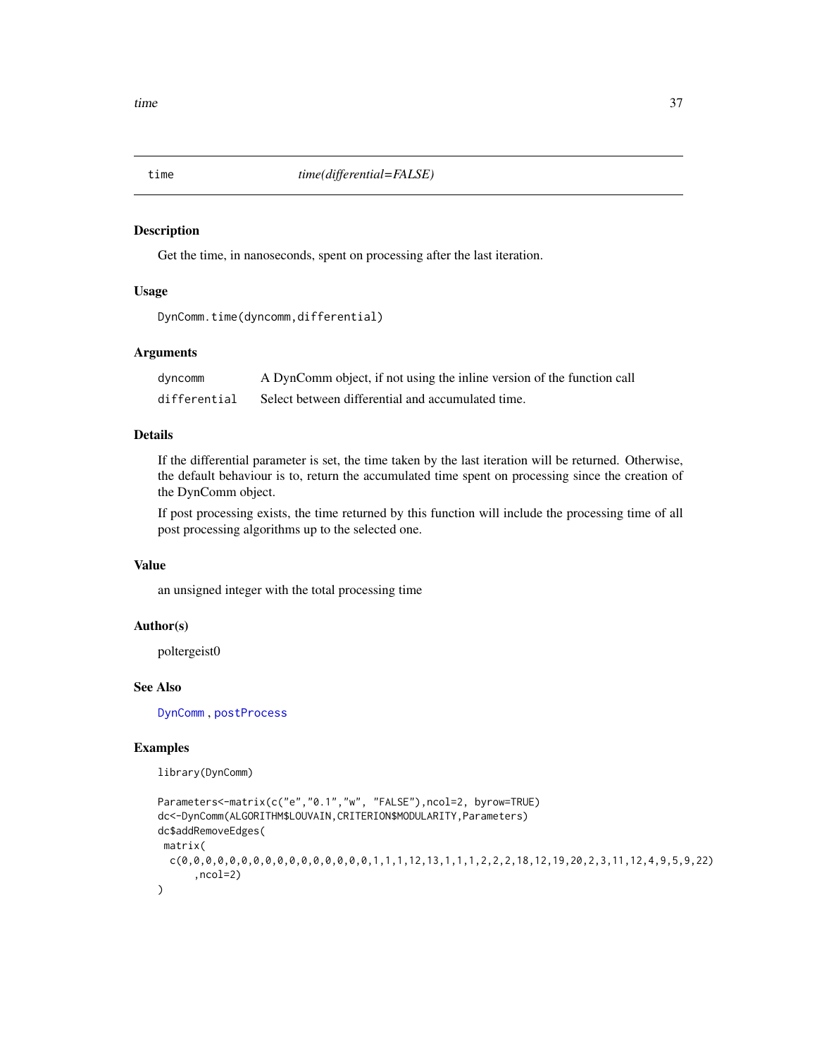# time — *time(differential=FALSE)*

## Description

Get the time, in nanoseconds, spent on processing after the last iteration.

## Usage

```
DynComm.time(dyncomm,differential)
```

## Arguments

| | |
|---|---|
| dyncomm | A DynComm object, if not using the inline version of the function call |
| differential | Select between differential and accumulated time. |

## Details

If the differential parameter is set, the time taken by the last iteration will be returned. Otherwise, the default behaviour is to, return the accumulated time spent on processing since the creation of the DynComm object.

If post processing exists, the time returned by this function will include the processing time of all post processing algorithms up to the selected one.

## Value

an unsigned integer with the total processing time

## Author(s)

poltergeist0

## See Also

DynComm , postProcess

## Examples

```
library(DynComm)

Parameters<-matrix(c("e","0.1","w", "FALSE"),ncol=2, byrow=TRUE)
dc<-DynComm(ALGORITHM$LOUVAIN,CRITERION$MODULARITY,Parameters)
dc$addRemoveEdges(
 matrix(
  c(0,0,0,0,0,0,0,0,0,0,0,0,0,0,0,0,1,1,1,12,13,1,1,1,2,2,2,18,12,19,20,2,3,11,12,4,9,5,9,22)
      ,ncol=2)
)
```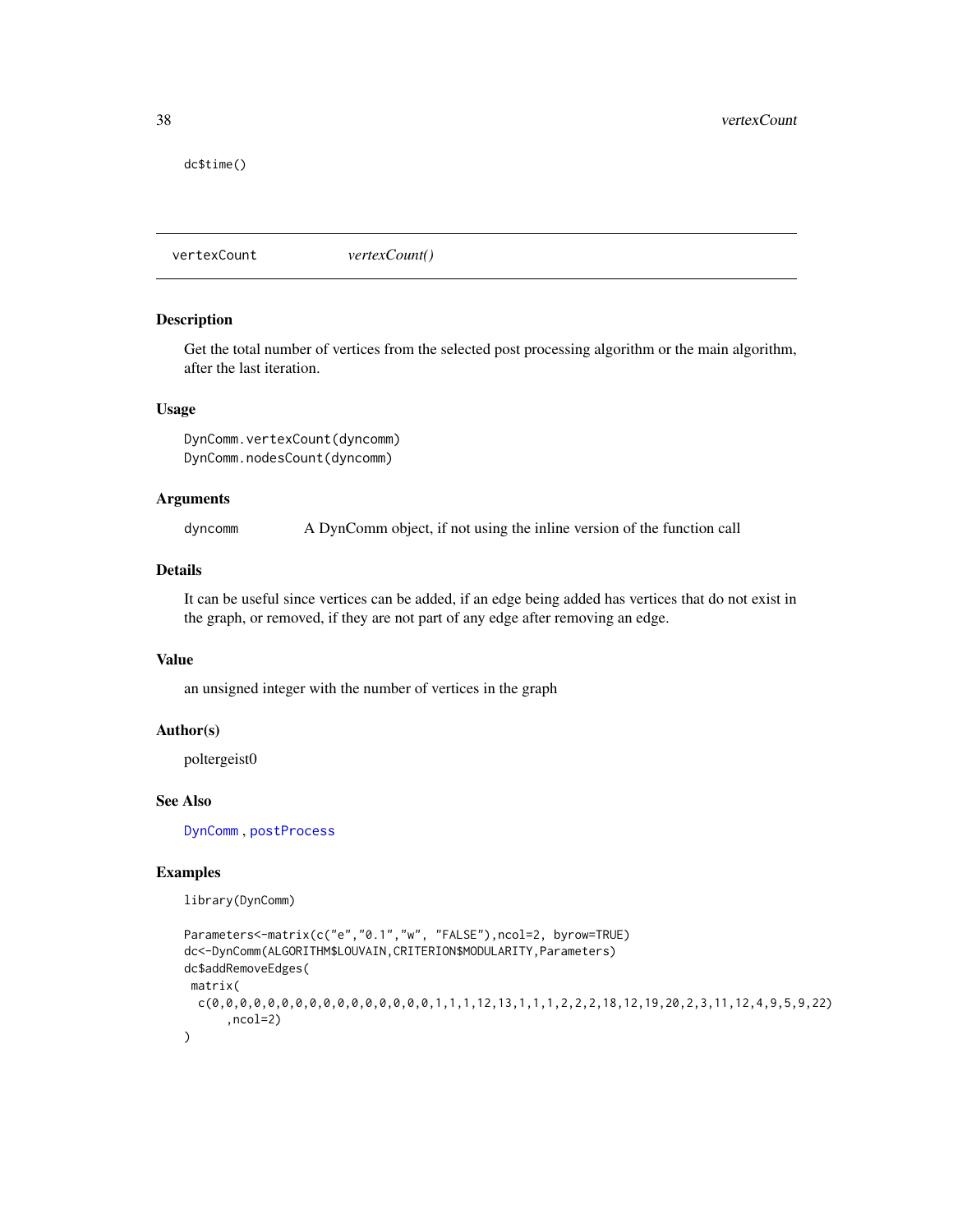```
dc$time()
```

## vertexCount *vertexCount()*

### Description

Get the total number of vertices from the selected post processing algorithm or the main algorithm, after the last iteration.

### Usage

```
DynComm.vertexCount(dyncomm)
DynComm.nodesCount(dyncomm)
```

### Arguments

dyncomm A DynComm object, if not using the inline version of the function call

### Details

It can be useful since vertices can be added, if an edge being added has vertices that do not exist in the graph, or removed, if they are not part of any edge after removing an edge.

### Value

an unsigned integer with the number of vertices in the graph

### Author(s)

poltergeist0

### See Also

DynComm , postProcess

### Examples

```
library(DynComm)

Parameters<-matrix(c("e","0.1","w", "FALSE"),ncol=2, byrow=TRUE)
dc<-DynComm(ALGORITHM$LOUVAIN,CRITERION$MODULARITY,Parameters)
dc$addRemoveEdges(
 matrix(
  c(0,0,0,0,0,0,0,0,0,0,0,0,0,0,0,0,1,1,1,12,13,1,1,1,2,2,2,18,12,19,20,2,3,11,12,4,9,5,9,22)
      ,ncol=2)
)
```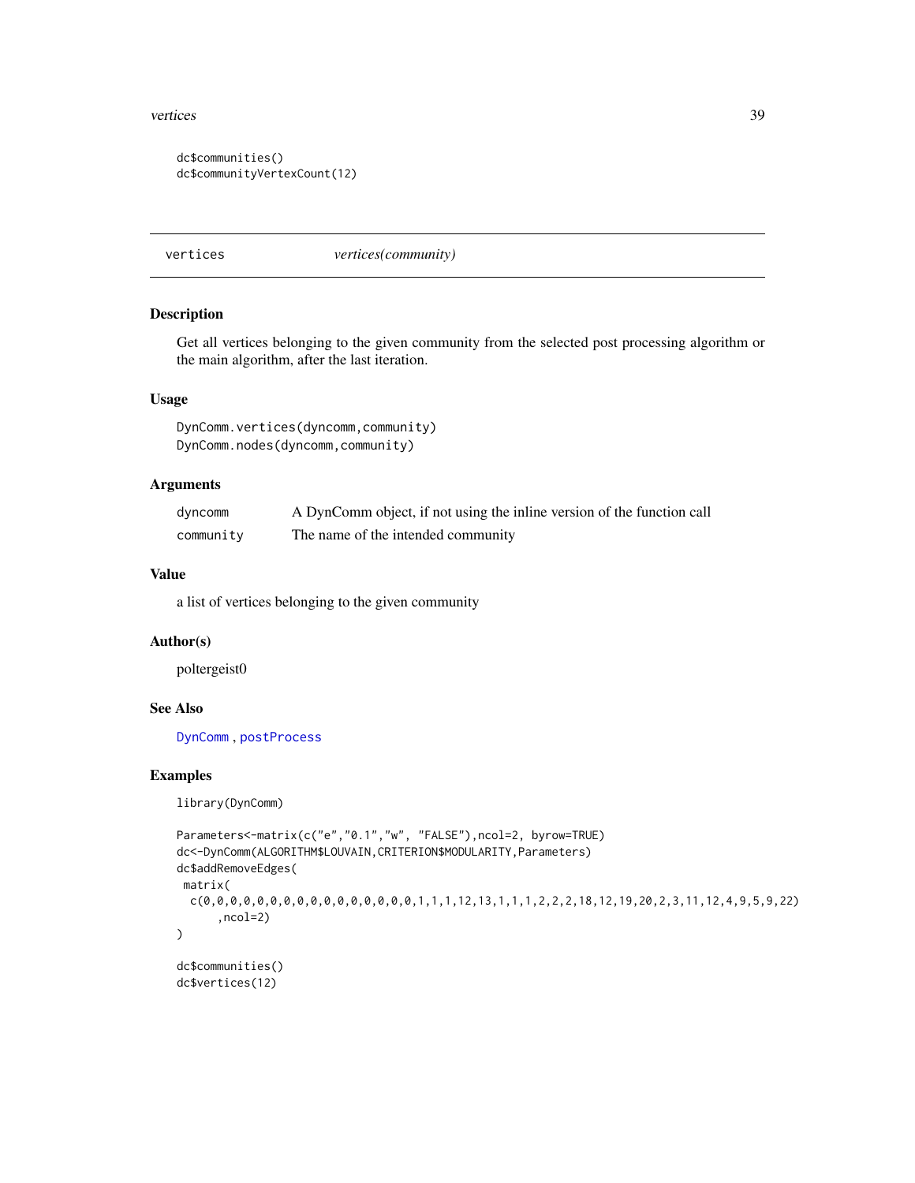```
dc$communities()
dc$communityVertexCount(12)
```

---

## vertices *vertices(community)*

### Description

Get all vertices belonging to the given community from the selected post processing algorithm or the main algorithm, after the last iteration.

### Usage

```
DynComm.vertices(dyncomm,community)
DynComm.nodes(dyncomm,community)
```

### Arguments

| | |
|---|---|
| `dyncomm` | A DynComm object, if not using the inline version of the function call |
| `community` | The name of the intended community |

### Value

a list of vertices belonging to the given community

### Author(s)

poltergeist0

### See Also

DynComm , postProcess

### Examples

```
library(DynComm)

Parameters<-matrix(c("e","0.1","w", "FALSE"),ncol=2, byrow=TRUE)
dc<-DynComm(ALGORITHM$LOUVAIN,CRITERION$MODULARITY,Parameters)
dc$addRemoveEdges(
 matrix(
  c(0,0,0,0,0,0,0,0,0,0,0,0,0,0,0,0,1,1,1,12,13,1,1,1,2,2,2,18,12,19,20,2,3,11,12,4,9,5,9,22)
      ,ncol=2)
)

dc$communities()
dc$vertices(12)
```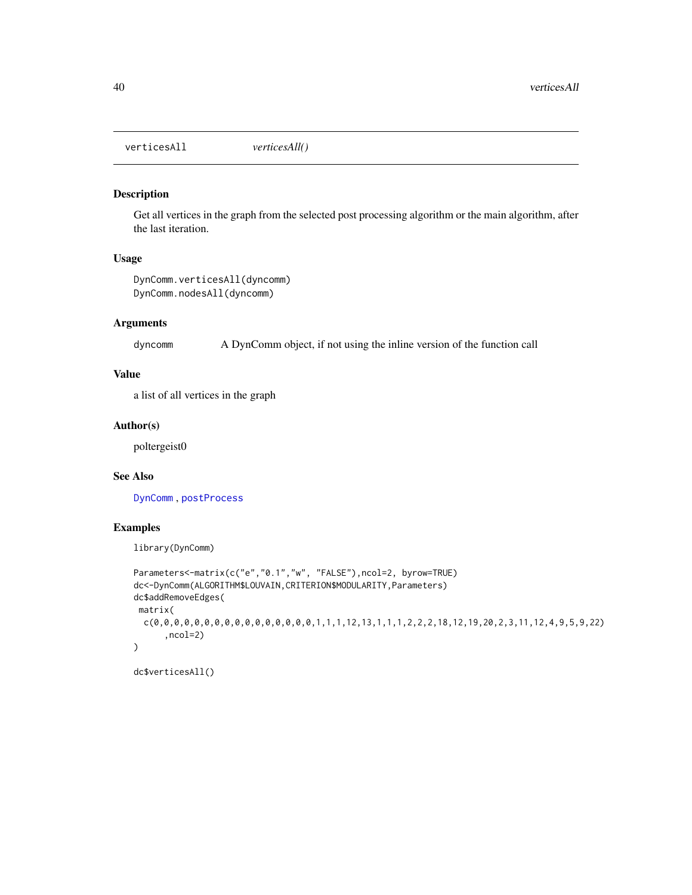verticesAll *verticesAll()*

## Description

Get all vertices in the graph from the selected post processing algorithm or the main algorithm, after the last iteration.

## Usage

```
DynComm.verticesAll(dyncomm)
DynComm.nodesAll(dyncomm)
```

## Arguments

| | |
|---|---|
| dyncomm | A DynComm object, if not using the inline version of the function call |

## Value

a list of all vertices in the graph

## Author(s)

poltergeist0

## See Also

DynComm , postProcess

## Examples

```
library(DynComm)

Parameters<-matrix(c("e","0.1","w", "FALSE"),ncol=2, byrow=TRUE)
dc<-DynComm(ALGORITHM$LOUVAIN,CRITERION$MODULARITY,Parameters)
dc$addRemoveEdges(
 matrix(
  c(0,0,0,0,0,0,0,0,0,0,0,0,0,0,0,0,1,1,1,12,13,1,1,1,2,2,2,18,12,19,20,2,3,11,12,4,9,5,9,22)
      ,ncol=2)
)

dc$verticesAll()
```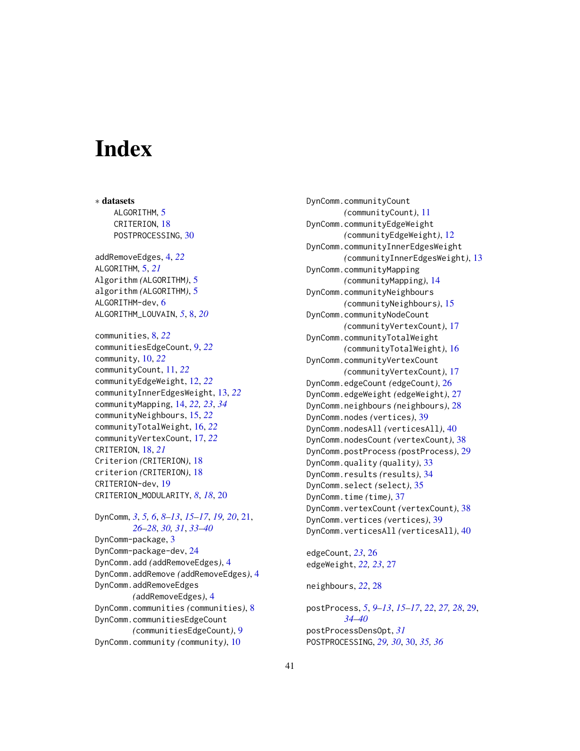# Index

∗ **datasets**
- ALGORITHM, 5
- CRITERION, 18
- POSTPROCESSING, 30

addRemoveEdges, 4, *22*
ALGORITHM, 5, *21*
Algorithm *(*ALGORITHM*)*, 5
algorithm *(*ALGORITHM*)*, 5
ALGORITHM-dev, 6
ALGORITHM_LOUVAIN, *5*, 8, *20*

communities, 8, *22*
communitiesEdgeCount, 9, *22*
community, 10, *22*
communityCount, 11, *22*
communityEdgeWeight, 12, *22*
communityInnerEdgesWeight, 13, *22*
communityMapping, 14, *22, 23*, *34*
communityNeighbours, 15, *22*
communityTotalWeight, 16, *22*
communityVertexCount, 17, *22*
CRITERION, 18, *21*
Criterion *(*CRITERION*)*, 18
criterion *(*CRITERION*)*, 18
CRITERION-dev, 19
CRITERION_MODULARITY, *8*, *18*, 20

DynComm, *3*, *5, 6*, *8–13*, *15–17*, *19, 20*, 21, *26–28*, *30, 31*, *33–40*
DynComm-package, 3
DynComm-package-dev, 24
DynComm.add *(*addRemoveEdges*)*, 4
DynComm.addRemove *(*addRemoveEdges*)*, 4
DynComm.addRemoveEdges *(*addRemoveEdges*)*, 4
DynComm.communities *(*communities*)*, 8
DynComm.communitiesEdgeCount *(*communitiesEdgeCount*)*, 9
DynComm.community *(*community*)*, 10
DynComm.communityCount *(*communityCount*)*, 11
DynComm.communityEdgeWeight *(*communityEdgeWeight*)*, 12
DynComm.communityInnerEdgesWeight *(*communityInnerEdgesWeight*)*, 13
DynComm.communityMapping *(*communityMapping*)*, 14
DynComm.communityNeighbours *(*communityNeighbours*)*, 15
DynComm.communityNodeCount *(*communityVertexCount*)*, 17
DynComm.communityTotalWeight *(*communityTotalWeight*)*, 16
DynComm.communityVertexCount *(*communityVertexCount*)*, 17
DynComm.edgeCount *(*edgeCount*)*, 26
DynComm.edgeWeight *(*edgeWeight*)*, 27
DynComm.neighbours *(*neighbours*)*, 28
DynComm.nodes *(*vertices*)*, 39
DynComm.nodesAll *(*verticesAll*)*, 40
DynComm.nodesCount *(*vertexCount*)*, 38
DynComm.postProcess *(*postProcess*)*, 29
DynComm.quality *(*quality*)*, 33
DynComm.results *(*results*)*, 34
DynComm.select *(*select*)*, 35
DynComm.time *(*time*)*, 37
DynComm.vertexCount *(*vertexCount*)*, 38
DynComm.vertices *(*vertices*)*, 39
DynComm.verticesAll *(*verticesAll*)*, 40

edgeCount, *23*, 26
edgeWeight, *22, 23*, 27

neighbours, *22*, 28

postProcess, *5*, *9–13*, *15–17*, *22*, *27, 28*, 29, *34–40*
postProcessDensOpt, *31*
POSTPROCESSING, *29, 30*, 30, *35, 36*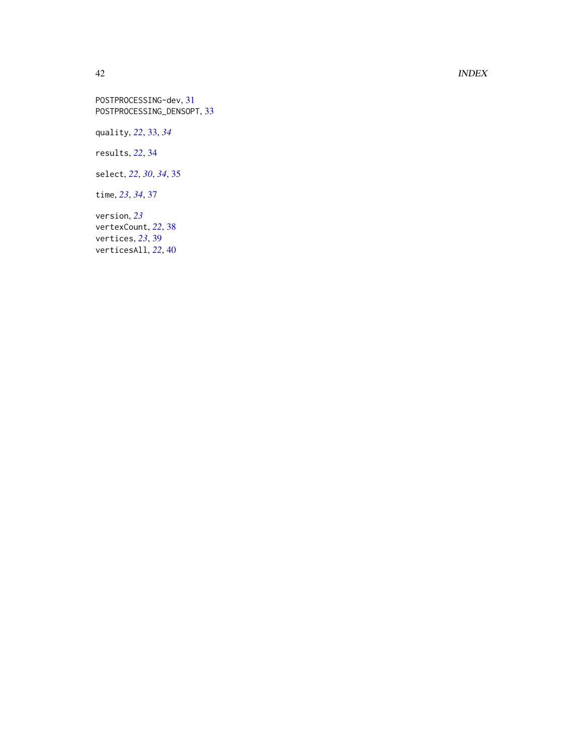POSTPROCESSING-dev, 31
POSTPROCESSING_DENSOPT, 33

quality, *22*, 33, *34*

results, *22*, 34

select, *22*, *30*, *34*, 35

time, *23*, *34*, 37

version, *23*
vertexCount, *22*, 38
vertices, *23*, 39
verticesAll, *22*, 40